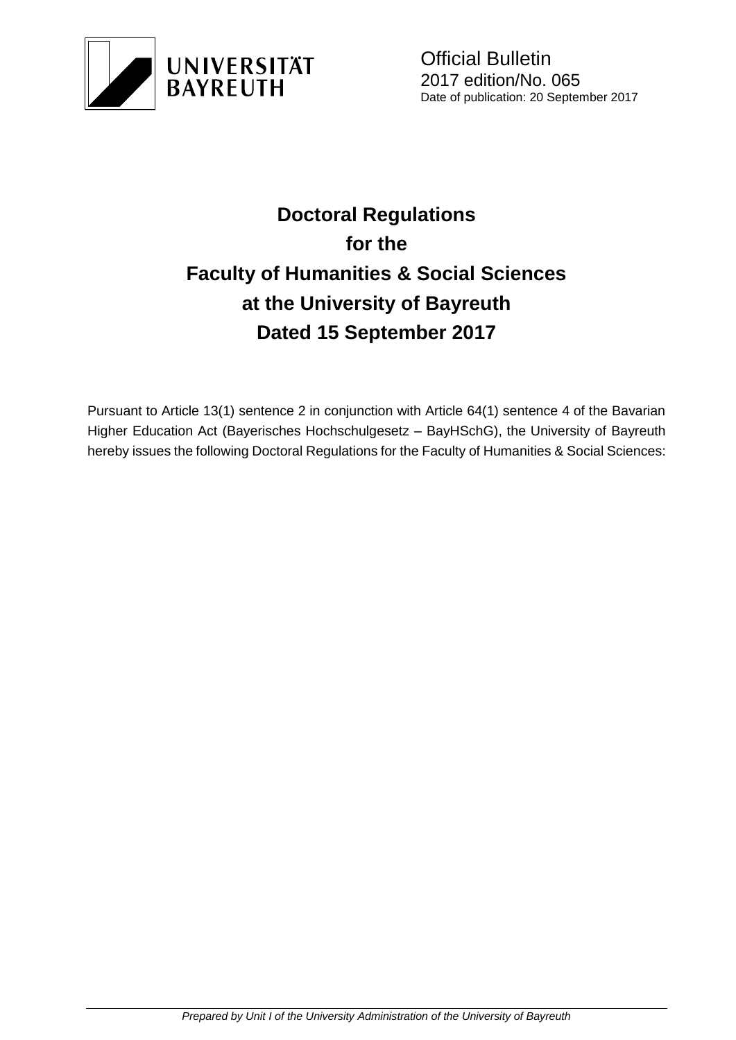UNIVERSITÄT BAYREUTH

Official Bulletin
2017 edition/No. 065
Date of publication: 20 September 2017

# Doctoral Regulations for the Faculty of Humanities & Social Sciences at the University of Bayreuth Dated 15 September 2017

Pursuant to Article 13(1) sentence 2 in conjunction with Article 64(1) sentence 4 of the Bavarian Higher Education Act (Bayerisches Hochschulgesetz – BayHSchG), the University of Bayreuth hereby issues the following Doctoral Regulations for the Faculty of Humanities & Social Sciences:

*Prepared by Unit I of the University Administration of the University of Bayreuth*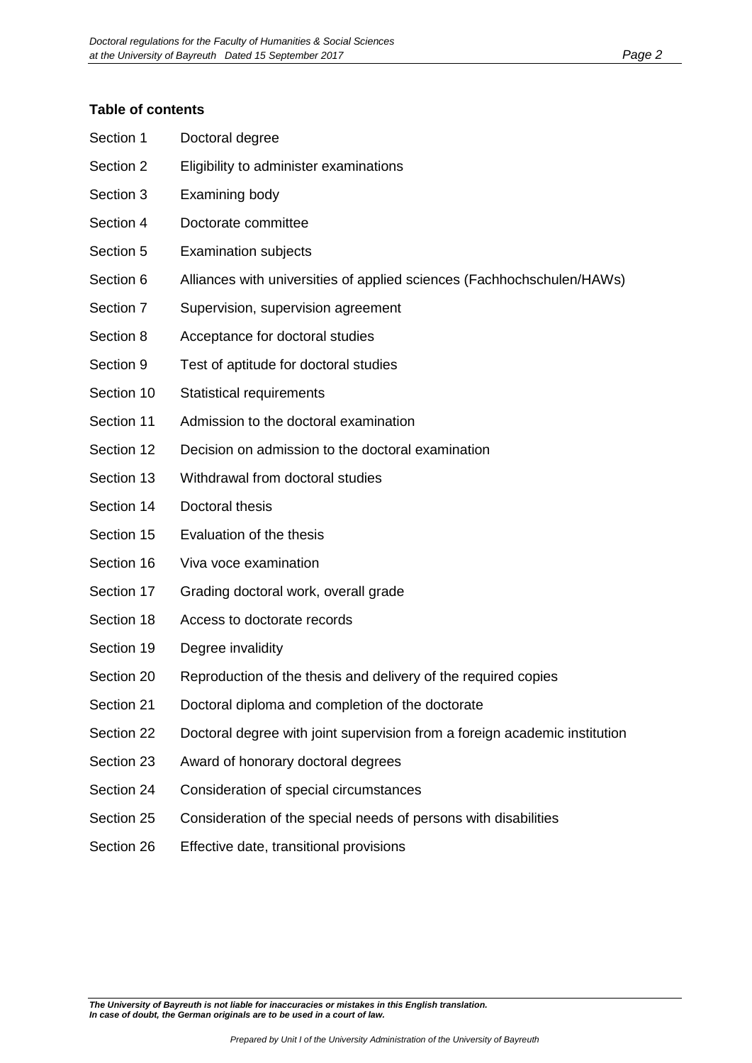**Table of contents**

| | |
|---|---|
| Section 1 | Doctoral degree |
| Section 2 | Eligibility to administer examinations |
| Section 3 | Examining body |
| Section 4 | Doctorate committee |
| Section 5 | Examination subjects |
| Section 6 | Alliances with universities of applied sciences (Fachhochschulen/HAWs) |
| Section 7 | Supervision, supervision agreement |
| Section 8 | Acceptance for doctoral studies |
| Section 9 | Test of aptitude for doctoral studies |
| Section 10 | Statistical requirements |
| Section 11 | Admission to the doctoral examination |
| Section 12 | Decision on admission to the doctoral examination |
| Section 13 | Withdrawal from doctoral studies |
| Section 14 | Doctoral thesis |
| Section 15 | Evaluation of the thesis |
| Section 16 | Viva voce examination |
| Section 17 | Grading doctoral work, overall grade |
| Section 18 | Access to doctorate records |
| Section 19 | Degree invalidity |
| Section 20 | Reproduction of the thesis and delivery of the required copies |
| Section 21 | Doctoral diploma and completion of the doctorate |
| Section 22 | Doctoral degree with joint supervision from a foreign academic institution |
| Section 23 | Award of honorary doctoral degrees |
| Section 24 | Consideration of special circumstances |
| Section 25 | Consideration of the special needs of persons with disabilities |
| Section 26 | Effective date, transitional provisions |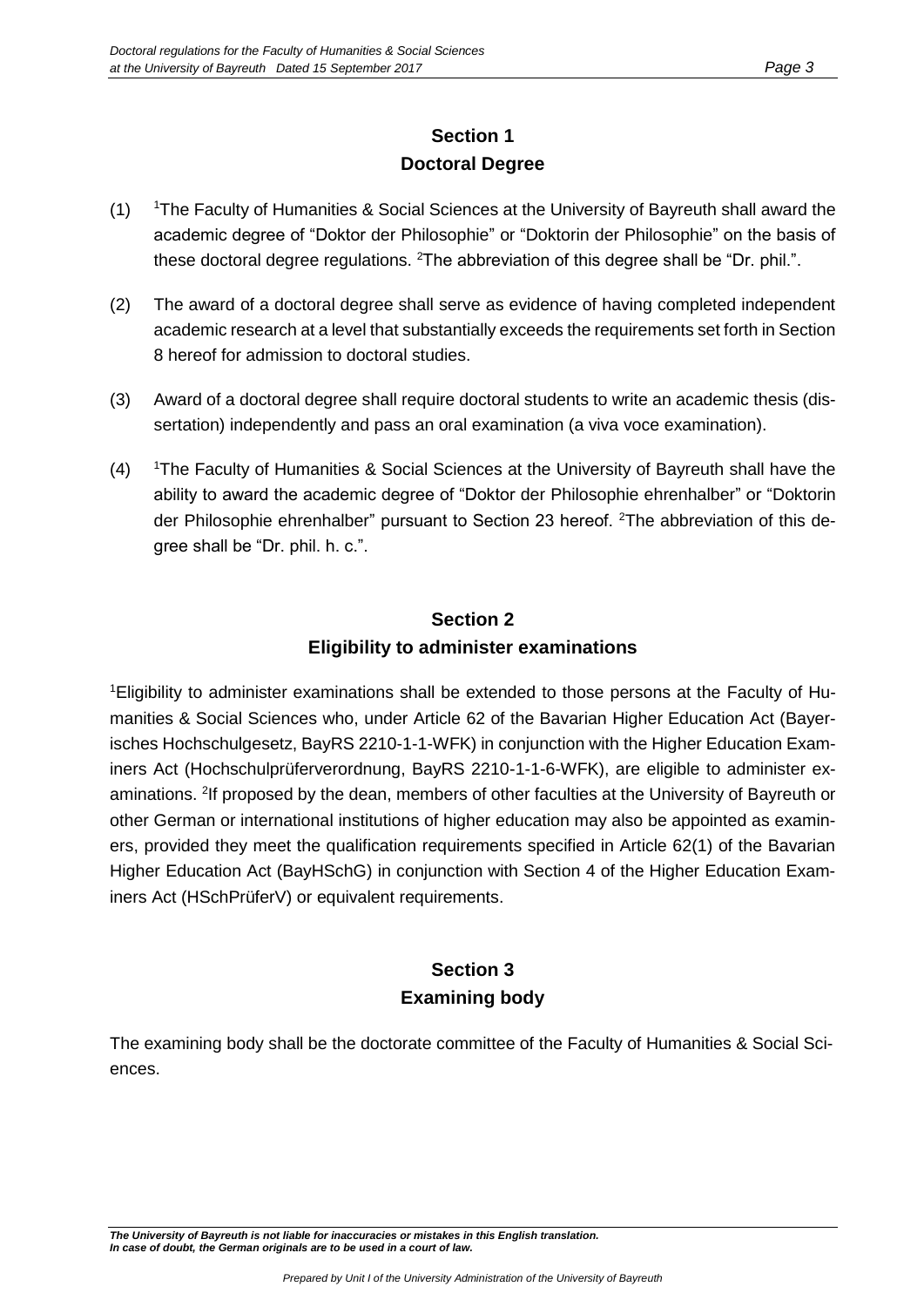## Section 1
## Doctoral Degree

(1) [1]The Faculty of Humanities & Social Sciences at the University of Bayreuth shall award the academic degree of "Doktor der Philosophie" or "Doktorin der Philosophie" on the basis of these doctoral degree regulations. [2]The abbreviation of this degree shall be "Dr. phil.".

(2) The award of a doctoral degree shall serve as evidence of having completed independent academic research at a level that substantially exceeds the requirements set forth in Section 8 hereof for admission to doctoral studies.

(3) Award of a doctoral degree shall require doctoral students to write an academic thesis (dissertation) independently and pass an oral examination (a viva voce examination).

(4) [1]The Faculty of Humanities & Social Sciences at the University of Bayreuth shall have the ability to award the academic degree of "Doktor der Philosophie ehrenhalber" or "Doktorin der Philosophie ehrenhalber" pursuant to Section 23 hereof. [2]The abbreviation of this degree shall be "Dr. phil. h. c.".

## Section 2
## Eligibility to administer examinations

[1]Eligibility to administer examinations shall be extended to those persons at the Faculty of Humanities & Social Sciences who, under Article 62 of the Bavarian Higher Education Act (Bayerisches Hochschulgesetz, BayRS 2210-1-1-WFK) in conjunction with the Higher Education Examiners Act (Hochschulprüferverordnung, BayRS 2210-1-1-6-WFK), are eligible to administer examinations. [2]If proposed by the dean, members of other faculties at the University of Bayreuth or other German or international institutions of higher education may also be appointed as examiners, provided they meet the qualification requirements specified in Article 62(1) of the Bavarian Higher Education Act (BayHSchG) in conjunction with Section 4 of the Higher Education Examiners Act (HSchPrüferV) or equivalent requirements.

## Section 3
## Examining body

The examining body shall be the doctorate committee of the Faculty of Humanities & Social Sciences.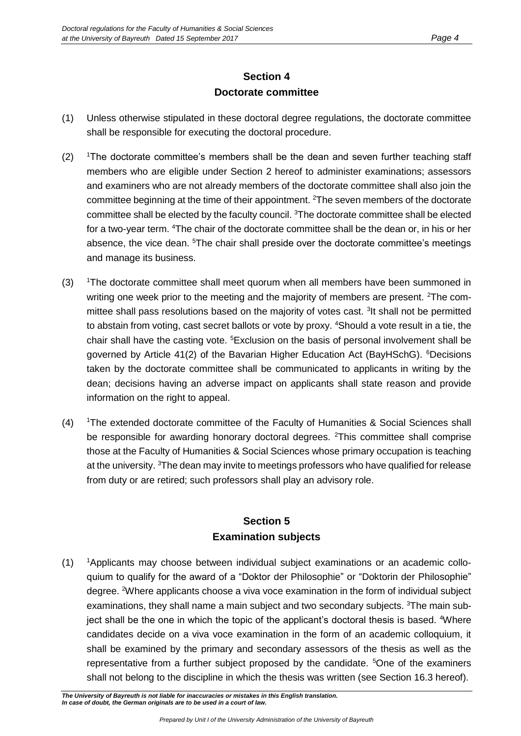## Section 4
## Doctorate committee

(1) Unless otherwise stipulated in these doctoral degree regulations, the doctorate committee shall be responsible for executing the doctoral procedure.

(2) [1]The doctorate committee's members shall be the dean and seven further teaching staff members who are eligible under Section 2 hereof to administer examinations; assessors and examiners who are not already members of the doctorate committee shall also join the committee beginning at the time of their appointment. [2]The seven members of the doctorate committee shall be elected by the faculty council. [3]The doctorate committee shall be elected for a two-year term. [4]The chair of the doctorate committee shall be the dean or, in his or her absence, the vice dean. [5]The chair shall preside over the doctorate committee's meetings and manage its business.

(3) [1]The doctorate committee shall meet quorum when all members have been summoned in writing one week prior to the meeting and the majority of members are present. [2]The committee shall pass resolutions based on the majority of votes cast. [3]It shall not be permitted to abstain from voting, cast secret ballots or vote by proxy. [4]Should a vote result in a tie, the chair shall have the casting vote. [5]Exclusion on the basis of personal involvement shall be governed by Article 41(2) of the Bavarian Higher Education Act (BayHSchG). [6]Decisions taken by the doctorate committee shall be communicated to applicants in writing by the dean; decisions having an adverse impact on applicants shall state reason and provide information on the right to appeal.

(4) [1]The extended doctorate committee of the Faculty of Humanities & Social Sciences shall be responsible for awarding honorary doctoral degrees. [2]This committee shall comprise those at the Faculty of Humanities & Social Sciences whose primary occupation is teaching at the university. [3]The dean may invite to meetings professors who have qualified for release from duty or are retired; such professors shall play an advisory role.

## Section 5
## Examination subjects

(1) [1]Applicants may choose between individual subject examinations or an academic colloquium to qualify for the award of a "Doktor der Philosophie" or "Doktorin der Philosophie" degree. [2]Where applicants choose a viva voce examination in the form of individual subject examinations, they shall name a main subject and two secondary subjects. [3]The main subject shall be the one in which the topic of the applicant's doctoral thesis is based. [4]Where candidates decide on a viva voce examination in the form of an academic colloquium, it shall be examined by the primary and secondary assessors of the thesis as well as the representative from a further subject proposed by the candidate. [5]One of the examiners shall not belong to the discipline in which the thesis was written (see Section 16.3 hereof).

***The University of Bayreuth is not liable for inaccuracies or mistakes in this English translation. In case of doubt, the German originals are to be used in a court of law.***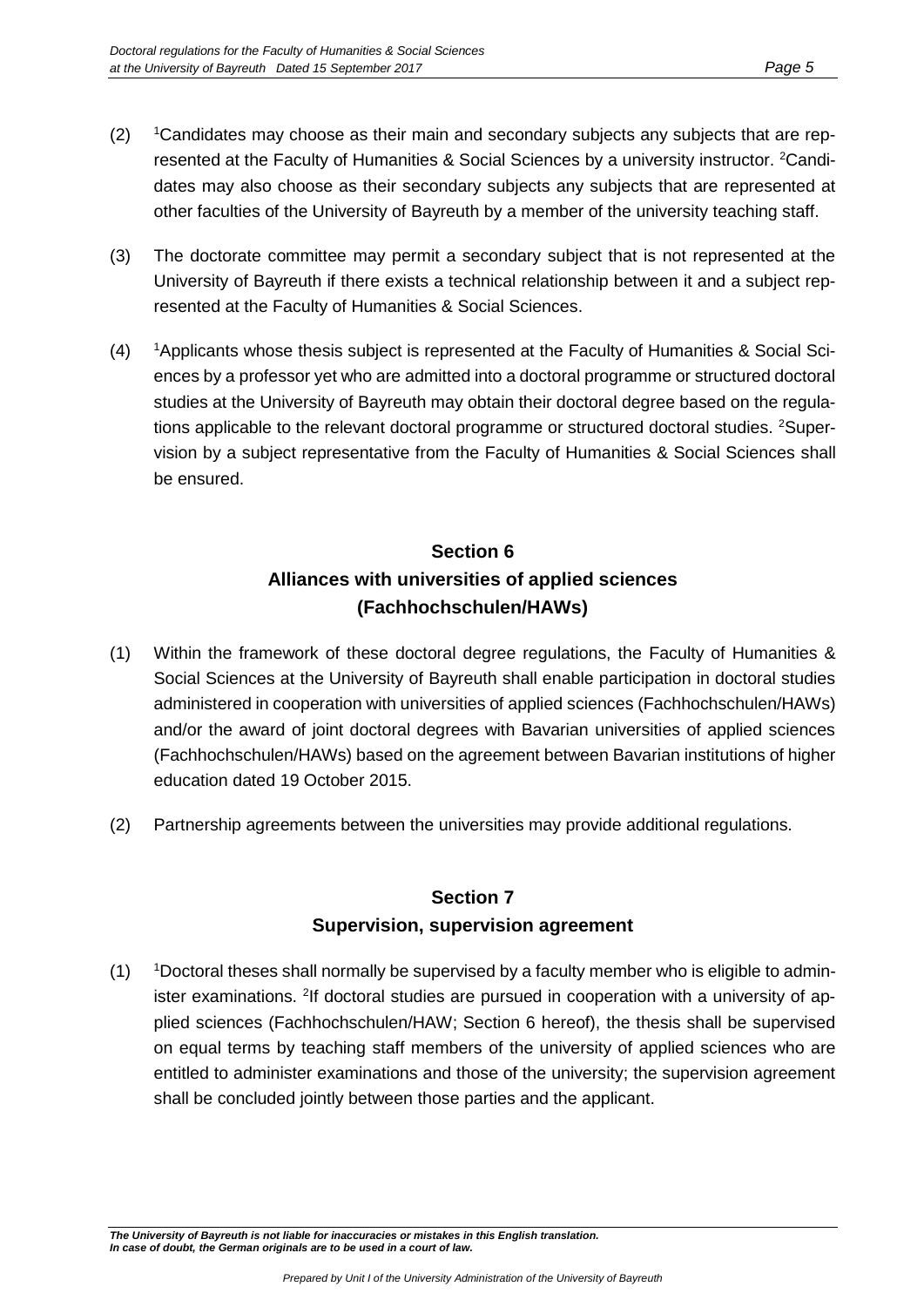(2) [1]Candidates may choose as their main and secondary subjects any subjects that are represented at the Faculty of Humanities & Social Sciences by a university instructor. [2]Candidates may also choose as their secondary subjects any subjects that are represented at other faculties of the University of Bayreuth by a member of the university teaching staff.

(3) The doctorate committee may permit a secondary subject that is not represented at the University of Bayreuth if there exists a technical relationship between it and a subject represented at the Faculty of Humanities & Social Sciences.

(4) [1]Applicants whose thesis subject is represented at the Faculty of Humanities & Social Sciences by a professor yet who are admitted into a doctoral programme or structured doctoral studies at the University of Bayreuth may obtain their doctoral degree based on the regulations applicable to the relevant doctoral programme or structured doctoral studies. [2]Supervision by a subject representative from the Faculty of Humanities & Social Sciences shall be ensured.

## Section 6
## Alliances with universities of applied sciences (Fachhochschulen/HAWs)

(1) Within the framework of these doctoral degree regulations, the Faculty of Humanities & Social Sciences at the University of Bayreuth shall enable participation in doctoral studies administered in cooperation with universities of applied sciences (Fachhochschulen/HAWs) and/or the award of joint doctoral degrees with Bavarian universities of applied sciences (Fachhochschulen/HAWs) based on the agreement between Bavarian institutions of higher education dated 19 October 2015.

(2) Partnership agreements between the universities may provide additional regulations.

## Section 7
## Supervision, supervision agreement

(1) [1]Doctoral theses shall normally be supervised by a faculty member who is eligible to administer examinations. [2]If doctoral studies are pursued in cooperation with a university of applied sciences (Fachhochschulen/HAW; Section 6 hereof), the thesis shall be supervised on equal terms by teaching staff members of the university of applied sciences who are entitled to administer examinations and those of the university; the supervision agreement shall be concluded jointly between those parties and the applicant.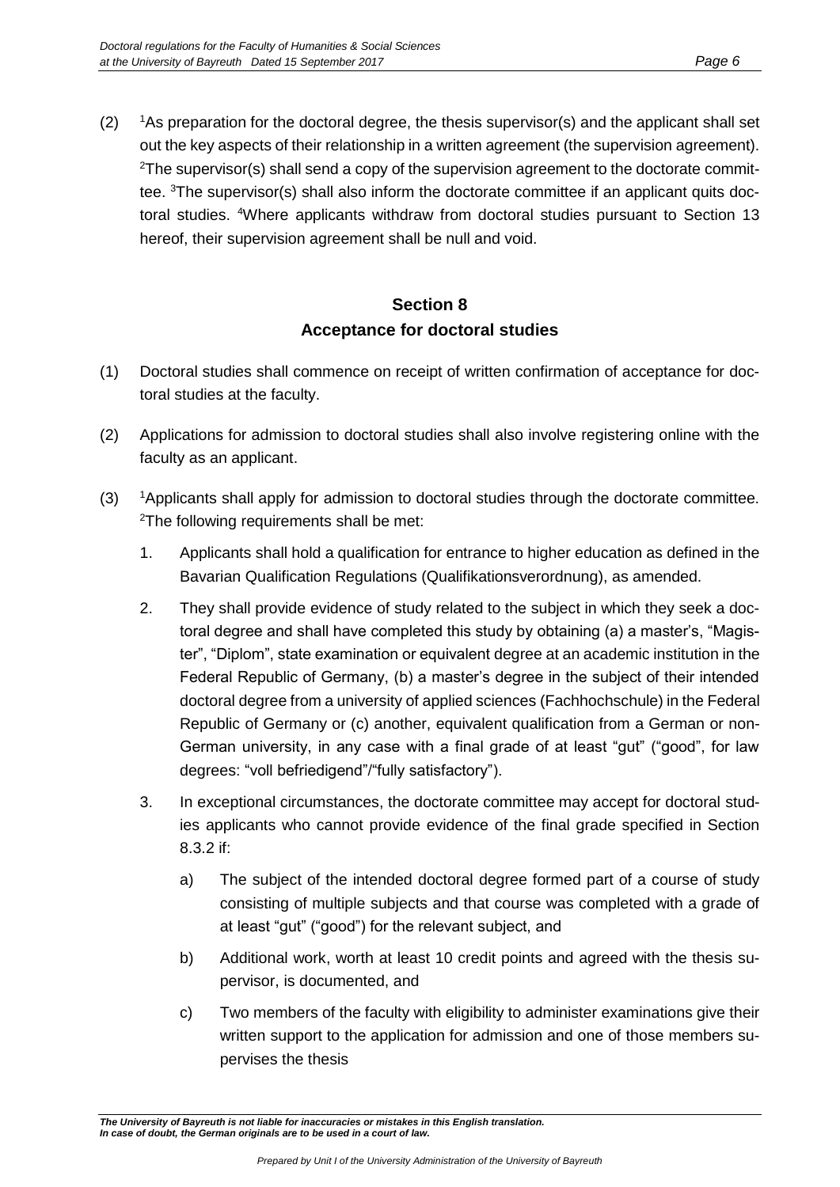(2) [1]As preparation for the doctoral degree, the thesis supervisor(s) and the applicant shall set out the key aspects of their relationship in a written agreement (the supervision agreement). [2]The supervisor(s) shall send a copy of the supervision agreement to the doctorate committee. [3]The supervisor(s) shall also inform the doctorate committee if an applicant quits doctoral studies. [4]Where applicants withdraw from doctoral studies pursuant to Section 13 hereof, their supervision agreement shall be null and void.

## Section 8
## Acceptance for doctoral studies

(1) Doctoral studies shall commence on receipt of written confirmation of acceptance for doctoral studies at the faculty.

(2) Applications for admission to doctoral studies shall also involve registering online with the faculty as an applicant.

(3) [1]Applicants shall apply for admission to doctoral studies through the doctorate committee. [2]The following requirements shall be met:

1. Applicants shall hold a qualification for entrance to higher education as defined in the Bavarian Qualification Regulations (Qualifikationsverordnung), as amended.

2. They shall provide evidence of study related to the subject in which they seek a doctoral degree and shall have completed this study by obtaining (a) a master's, "Magister", "Diplom", state examination or equivalent degree at an academic institution in the Federal Republic of Germany, (b) a master's degree in the subject of their intended doctoral degree from a university of applied sciences (Fachhochschule) in the Federal Republic of Germany or (c) another, equivalent qualification from a German or non-German university, in any case with a final grade of at least "gut" ("good", for law degrees: "voll befriedigend"/"fully satisfactory").

3. In exceptional circumstances, the doctorate committee may accept for doctoral studies applicants who cannot provide evidence of the final grade specified in Section 8.3.2 if:

   a) The subject of the intended doctoral degree formed part of a course of study consisting of multiple subjects and that course was completed with a grade of at least "gut" ("good") for the relevant subject, and

   b) Additional work, worth at least 10 credit points and agreed with the thesis supervisor, is documented, and

   c) Two members of the faculty with eligibility to administer examinations give their written support to the application for admission and one of those members supervises the thesis

*The University of Bayreuth is not liable for inaccuracies or mistakes in this English translation. In case of doubt, the German originals are to be used in a court of law.*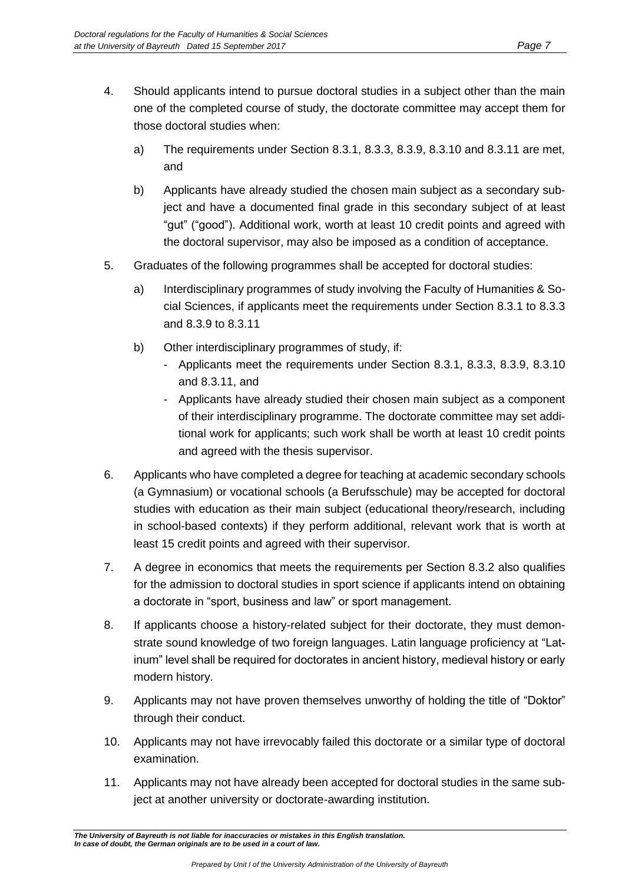4. Should applicants intend to pursue doctoral studies in a subject other than the main one of the completed course of study, the doctorate committee may accept them for those doctoral studies when:

   a) The requirements under Section 8.3.1, 8.3.3, 8.3.9, 8.3.10 and 8.3.11 are met, and

   b) Applicants have already studied the chosen main subject as a secondary subject and have a documented final grade in this secondary subject of at least "gut" ("good"). Additional work, worth at least 10 credit points and agreed with the doctoral supervisor, may also be imposed as a condition of acceptance.

5. Graduates of the following programmes shall be accepted for doctoral studies:

   a) Interdisciplinary programmes of study involving the Faculty of Humanities & Social Sciences, if applicants meet the requirements under Section 8.3.1 to 8.3.3 and 8.3.9 to 8.3.11

   b) Other interdisciplinary programmes of study, if:
      - Applicants meet the requirements under Section 8.3.1, 8.3.3, 8.3.9, 8.3.10 and 8.3.11, and
      - Applicants have already studied their chosen main subject as a component of their interdisciplinary programme. The doctorate committee may set additional work for applicants; such work shall be worth at least 10 credit points and agreed with the thesis supervisor.

6. Applicants who have completed a degree for teaching at academic secondary schools (a Gymnasium) or vocational schools (a Berufsschule) may be accepted for doctoral studies with education as their main subject (educational theory/research, including in school-based contexts) if they perform additional, relevant work that is worth at least 15 credit points and agreed with their supervisor.

7. A degree in economics that meets the requirements per Section 8.3.2 also qualifies for the admission to doctoral studies in sport science if applicants intend on obtaining a doctorate in "sport, business and law" or sport management.

8. If applicants choose a history-related subject for their doctorate, they must demonstrate sound knowledge of two foreign languages. Latin language proficiency at "Latinum" level shall be required for doctorates in ancient history, medieval history or early modern history.

9. Applicants may not have proven themselves unworthy of holding the title of "Doktor" through their conduct.

10. Applicants may not have irrevocably failed this doctorate or a similar type of doctoral examination.

11. Applicants may not have already been accepted for doctoral studies in the same subject at another university or doctorate-awarding institution.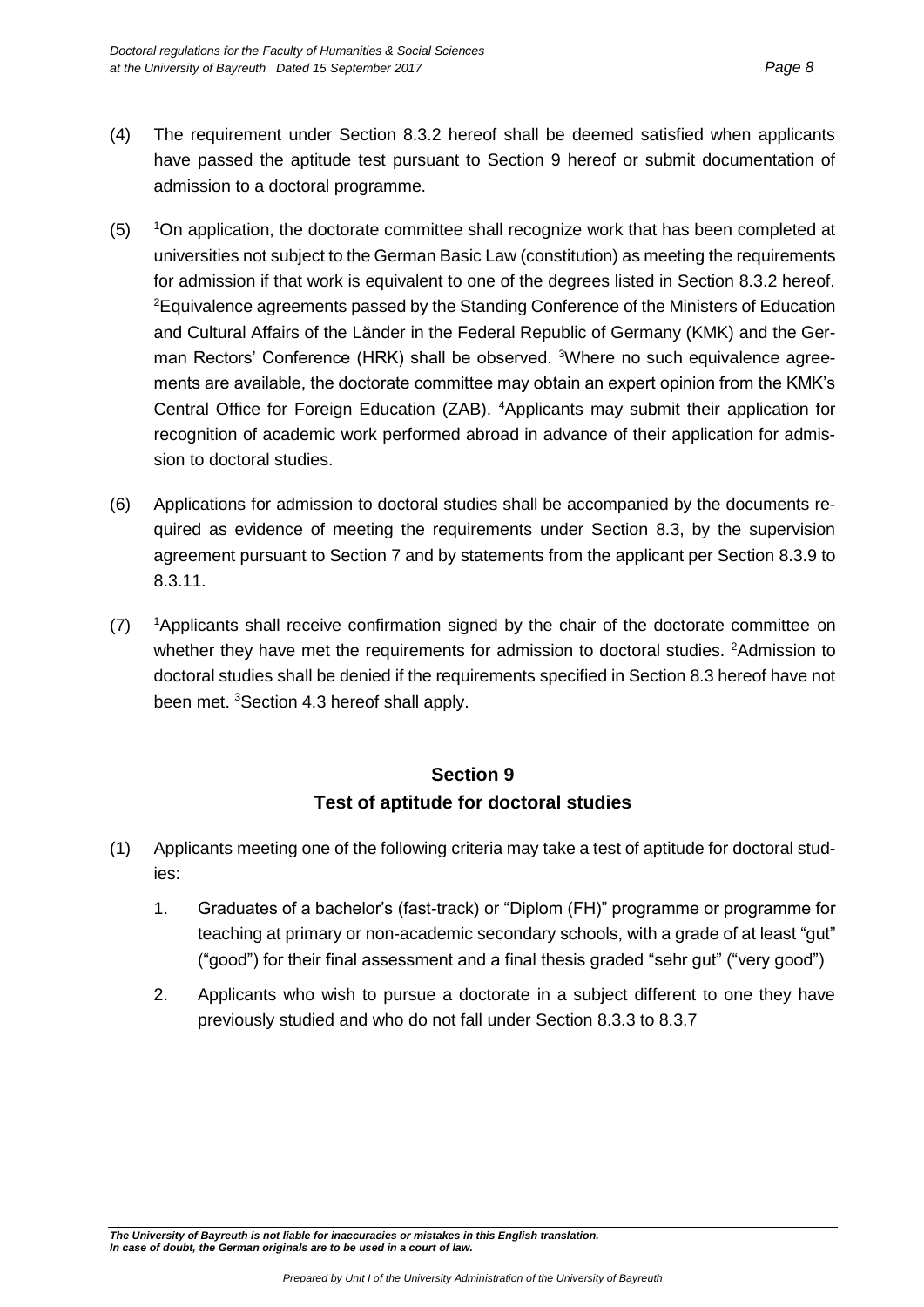(4) The requirement under Section 8.3.2 hereof shall be deemed satisfied when applicants have passed the aptitude test pursuant to Section 9 hereof or submit documentation of admission to a doctoral programme.

(5) [1]On application, the doctorate committee shall recognize work that has been completed at universities not subject to the German Basic Law (constitution) as meeting the requirements for admission if that work is equivalent to one of the degrees listed in Section 8.3.2 hereof. [2]Equivalence agreements passed by the Standing Conference of the Ministers of Education and Cultural Affairs of the Länder in the Federal Republic of Germany (KMK) and the German Rectors' Conference (HRK) shall be observed. [3]Where no such equivalence agreements are available, the doctorate committee may obtain an expert opinion from the KMK's Central Office for Foreign Education (ZAB). [4]Applicants may submit their application for recognition of academic work performed abroad in advance of their application for admission to doctoral studies.

(6) Applications for admission to doctoral studies shall be accompanied by the documents required as evidence of meeting the requirements under Section 8.3, by the supervision agreement pursuant to Section 7 and by statements from the applicant per Section 8.3.9 to 8.3.11.

(7) [1]Applicants shall receive confirmation signed by the chair of the doctorate committee on whether they have met the requirements for admission to doctoral studies. [2]Admission to doctoral studies shall be denied if the requirements specified in Section 8.3 hereof have not been met. [3]Section 4.3 hereof shall apply.

## Section 9
## Test of aptitude for doctoral studies

(1) Applicants meeting one of the following criteria may take a test of aptitude for doctoral studies:

1. Graduates of a bachelor's (fast-track) or "Diplom (FH)" programme or programme for teaching at primary or non-academic secondary schools, with a grade of at least "gut" ("good") for their final assessment and a final thesis graded "sehr gut" ("very good")
2. Applicants who wish to pursue a doctorate in a subject different to one they have previously studied and who do not fall under Section 8.3.3 to 8.3.7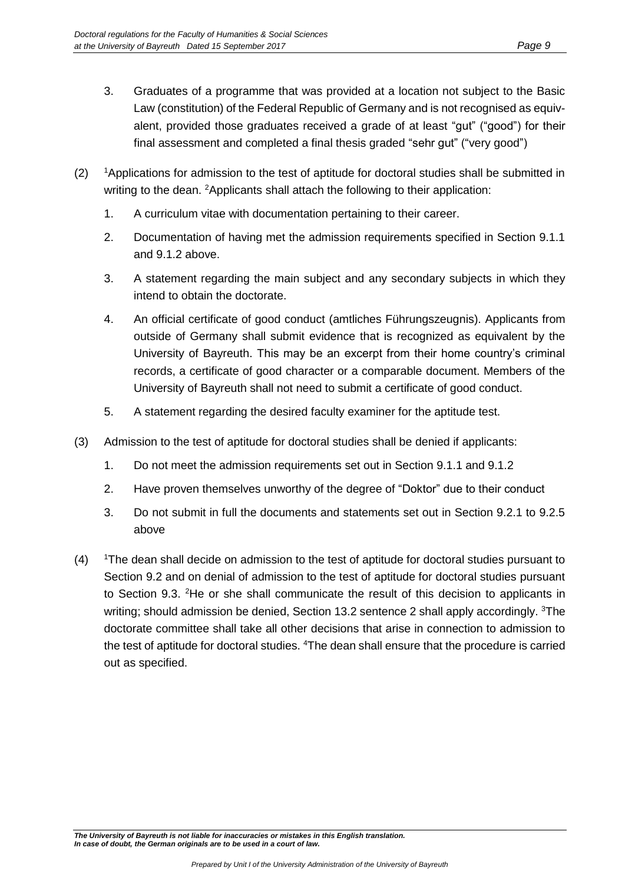3. Graduates of a programme that was provided at a location not subject to the Basic Law (constitution) of the Federal Republic of Germany and is not recognised as equivalent, provided those graduates received a grade of at least "gut" ("good") for their final assessment and completed a final thesis graded "sehr gut" ("very good")

(2) [1]Applications for admission to the test of aptitude for doctoral studies shall be submitted in writing to the dean. [2]Applicants shall attach the following to their application:

1. A curriculum vitae with documentation pertaining to their career.
2. Documentation of having met the admission requirements specified in Section 9.1.1 and 9.1.2 above.
3. A statement regarding the main subject and any secondary subjects in which they intend to obtain the doctorate.
4. An official certificate of good conduct (amtliches Führungszeugnis). Applicants from outside of Germany shall submit evidence that is recognized as equivalent by the University of Bayreuth. This may be an excerpt from their home country's criminal records, a certificate of good character or a comparable document. Members of the University of Bayreuth shall not need to submit a certificate of good conduct.
5. A statement regarding the desired faculty examiner for the aptitude test.

(3) Admission to the test of aptitude for doctoral studies shall be denied if applicants:

1. Do not meet the admission requirements set out in Section 9.1.1 and 9.1.2
2. Have proven themselves unworthy of the degree of "Doktor" due to their conduct
3. Do not submit in full the documents and statements set out in Section 9.2.1 to 9.2.5 above

(4) [1]The dean shall decide on admission to the test of aptitude for doctoral studies pursuant to Section 9.2 and on denial of admission to the test of aptitude for doctoral studies pursuant to Section 9.3. [2]He or she shall communicate the result of this decision to applicants in writing; should admission be denied, Section 13.2 sentence 2 shall apply accordingly. [3]The doctorate committee shall take all other decisions that arise in connection to admission to the test of aptitude for doctoral studies. [4]The dean shall ensure that the procedure is carried out as specified.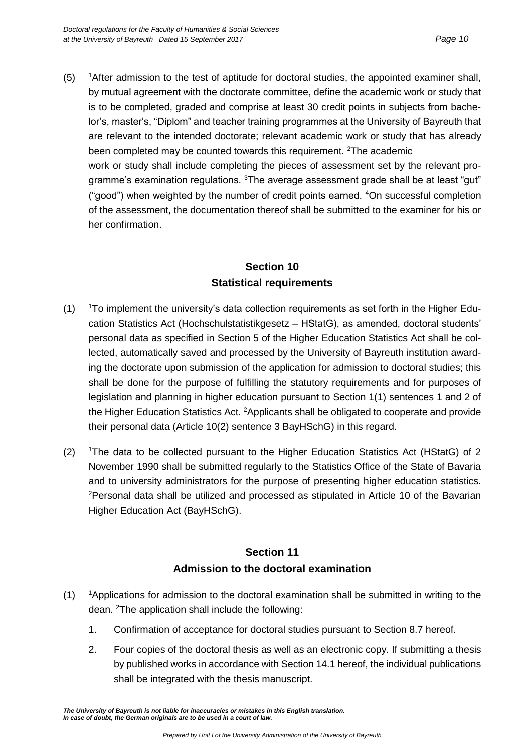(5) [1]After admission to the test of aptitude for doctoral studies, the appointed examiner shall, by mutual agreement with the doctorate committee, define the academic work or study that is to be completed, graded and comprise at least 30 credit points in subjects from bachelor's, master's, "Diplom" and teacher training programmes at the University of Bayreuth that are relevant to the intended doctorate; relevant academic work or study that has already been completed may be counted towards this requirement. [2]The academic work or study shall include completing the pieces of assessment set by the relevant programme's examination regulations. [3]The average assessment grade shall be at least "gut" ("good") when weighted by the number of credit points earned. [4]On successful completion of the assessment, the documentation thereof shall be submitted to the examiner for his or her confirmation.

## Section 10
## Statistical requirements

(1) [1]To implement the university's data collection requirements as set forth in the Higher Education Statistics Act (Hochschulstatistikgesetz – HStatG), as amended, doctoral students' personal data as specified in Section 5 of the Higher Education Statistics Act shall be collected, automatically saved and processed by the University of Bayreuth institution awarding the doctorate upon submission of the application for admission to doctoral studies; this shall be done for the purpose of fulfilling the statutory requirements and for purposes of legislation and planning in higher education pursuant to Section 1(1) sentences 1 and 2 of the Higher Education Statistics Act. [2]Applicants shall be obligated to cooperate and provide their personal data (Article 10(2) sentence 3 BayHSchG) in this regard.

(2) [1]The data to be collected pursuant to the Higher Education Statistics Act (HStatG) of 2 November 1990 shall be submitted regularly to the Statistics Office of the State of Bavaria and to university administrators for the purpose of presenting higher education statistics. [2]Personal data shall be utilized and processed as stipulated in Article 10 of the Bavarian Higher Education Act (BayHSchG).

## Section 11
## Admission to the doctoral examination

(1) [1]Applications for admission to the doctoral examination shall be submitted in writing to the dean. [2]The application shall include the following:

1. Confirmation of acceptance for doctoral studies pursuant to Section 8.7 hereof.
2. Four copies of the doctoral thesis as well as an electronic copy. If submitting a thesis by published works in accordance with Section 14.1 hereof, the individual publications shall be integrated with the thesis manuscript.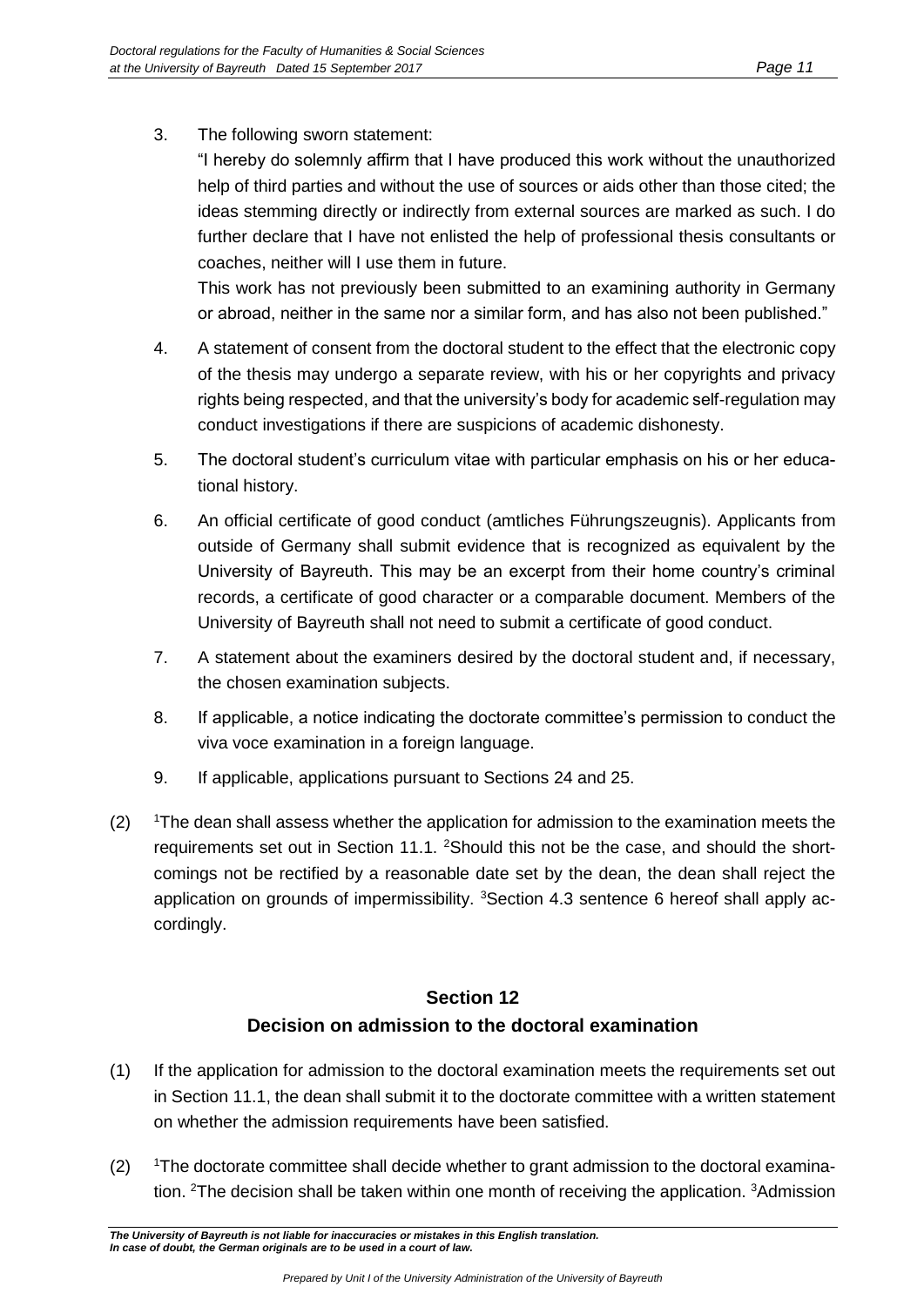3. The following sworn statement:

   "I hereby do solemnly affirm that I have produced this work without the unauthorized help of third parties and without the use of sources or aids other than those cited; the ideas stemming directly or indirectly from external sources are marked as such. I do further declare that I have not enlisted the help of professional thesis consultants or coaches, neither will I use them in future.

   This work has not previously been submitted to an examining authority in Germany or abroad, neither in the same nor a similar form, and has also not been published."

4. A statement of consent from the doctoral student to the effect that the electronic copy of the thesis may undergo a separate review, with his or her copyrights and privacy rights being respected, and that the university's body for academic self-regulation may conduct investigations if there are suspicions of academic dishonesty.

5. The doctoral student's curriculum vitae with particular emphasis on his or her educational history.

6. An official certificate of good conduct (amtliches Führungszeugnis). Applicants from outside of Germany shall submit evidence that is recognized as equivalent by the University of Bayreuth. This may be an excerpt from their home country's criminal records, a certificate of good character or a comparable document. Members of the University of Bayreuth shall not need to submit a certificate of good conduct.

7. A statement about the examiners desired by the doctoral student and, if necessary, the chosen examination subjects.

8. If applicable, a notice indicating the doctorate committee's permission to conduct the viva voce examination in a foreign language.

9. If applicable, applications pursuant to Sections 24 and 25.

(2) [1]The dean shall assess whether the application for admission to the examination meets the requirements set out in Section 11.1. [2]Should this not be the case, and should the shortcomings not be rectified by a reasonable date set by the dean, the dean shall reject the application on grounds of impermissibility. [3]Section 4.3 sentence 6 hereof shall apply accordingly.

## Section 12
## Decision on admission to the doctoral examination

(1) If the application for admission to the doctoral examination meets the requirements set out in Section 11.1, the dean shall submit it to the doctorate committee with a written statement on whether the admission requirements have been satisfied.

(2) [1]The doctorate committee shall decide whether to grant admission to the doctoral examination. [2]The decision shall be taken within one month of receiving the application. [3]Admission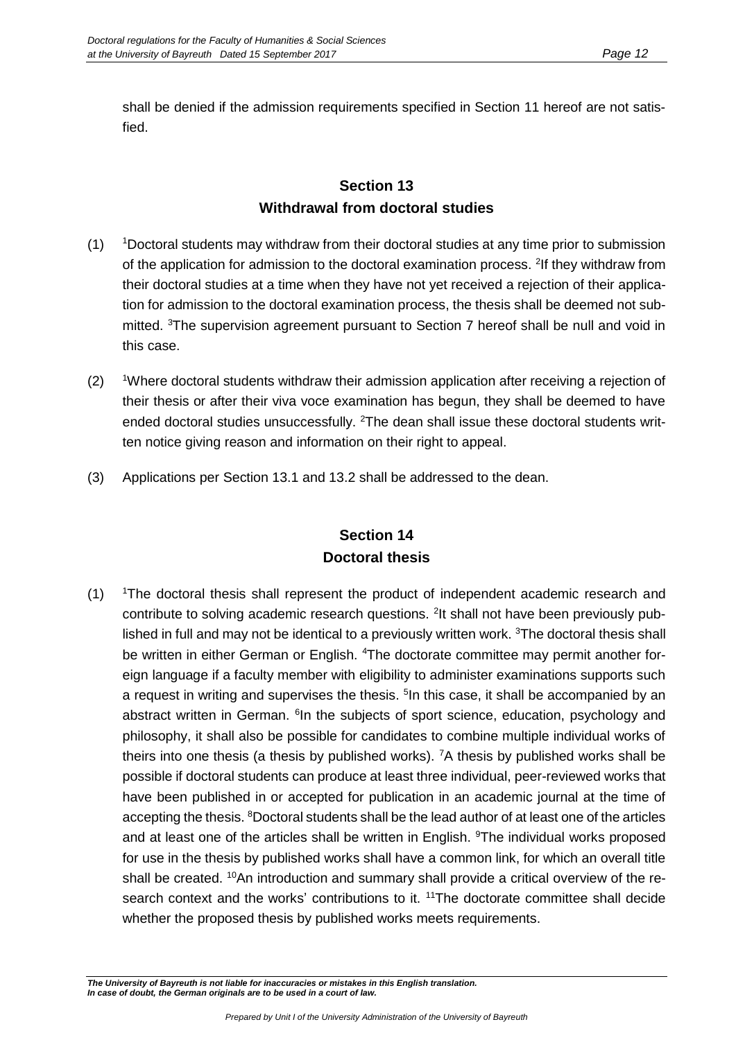shall be denied if the admission requirements specified in Section 11 hereof are not satisfied.

## Section 13
## Withdrawal from doctoral studies

(1) [1]Doctoral students may withdraw from their doctoral studies at any time prior to submission of the application for admission to the doctoral examination process. [2]If they withdraw from their doctoral studies at a time when they have not yet received a rejection of their application for admission to the doctoral examination process, the thesis shall be deemed not submitted. [3]The supervision agreement pursuant to Section 7 hereof shall be null and void in this case.

(2) [1]Where doctoral students withdraw their admission application after receiving a rejection of their thesis or after their viva voce examination has begun, they shall be deemed to have ended doctoral studies unsuccessfully. [2]The dean shall issue these doctoral students written notice giving reason and information on their right to appeal.

(3) Applications per Section 13.1 and 13.2 shall be addressed to the dean.

## Section 14
## Doctoral thesis

(1) [1]The doctoral thesis shall represent the product of independent academic research and contribute to solving academic research questions. [2]It shall not have been previously published in full and may not be identical to a previously written work. [3]The doctoral thesis shall be written in either German or English. [4]The doctorate committee may permit another foreign language if a faculty member with eligibility to administer examinations supports such a request in writing and supervises the thesis. [5]In this case, it shall be accompanied by an abstract written in German. [6]In the subjects of sport science, education, psychology and philosophy, it shall also be possible for candidates to combine multiple individual works of theirs into one thesis (a thesis by published works). [7]A thesis by published works shall be possible if doctoral students can produce at least three individual, peer-reviewed works that have been published in or accepted for publication in an academic journal at the time of accepting the thesis. [8]Doctoral students shall be the lead author of at least one of the articles and at least one of the articles shall be written in English. [9]The individual works proposed for use in the thesis by published works shall have a common link, for which an overall title shall be created. [10]An introduction and summary shall provide a critical overview of the research context and the works' contributions to it. [11]The doctorate committee shall decide whether the proposed thesis by published works meets requirements.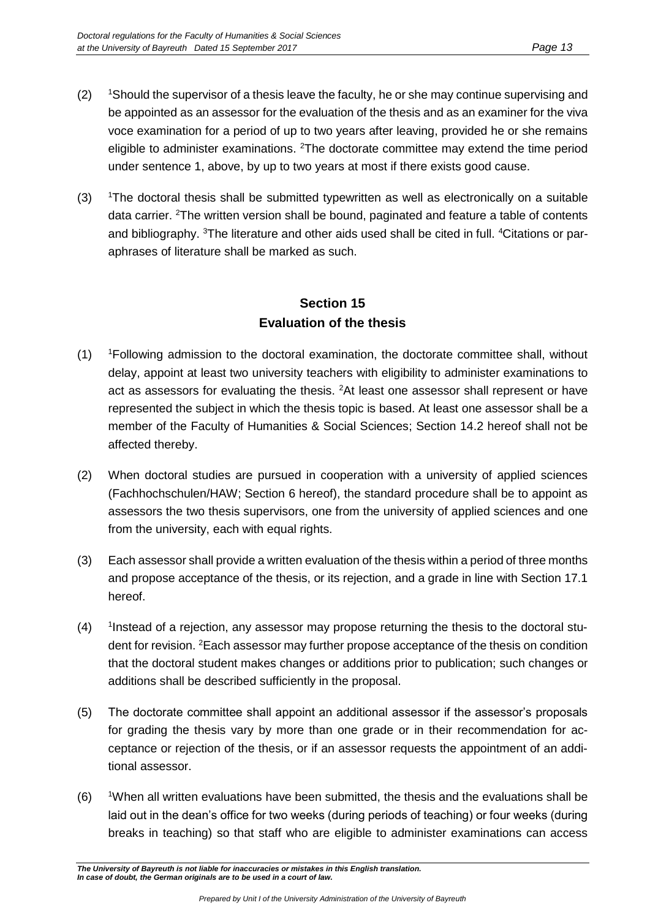(2) [1]Should the supervisor of a thesis leave the faculty, he or she may continue supervising and be appointed as an assessor for the evaluation of the thesis and as an examiner for the viva voce examination for a period of up to two years after leaving, provided he or she remains eligible to administer examinations. [2]The doctorate committee may extend the time period under sentence 1, above, by up to two years at most if there exists good cause.

(3) [1]The doctoral thesis shall be submitted typewritten as well as electronically on a suitable data carrier. [2]The written version shall be bound, paginated and feature a table of contents and bibliography. [3]The literature and other aids used shall be cited in full. [4]Citations or paraphrases of literature shall be marked as such.

## Section 15
## Evaluation of the thesis

(1) [1]Following admission to the doctoral examination, the doctorate committee shall, without delay, appoint at least two university teachers with eligibility to administer examinations to act as assessors for evaluating the thesis. [2]At least one assessor shall represent or have represented the subject in which the thesis topic is based. At least one assessor shall be a member of the Faculty of Humanities & Social Sciences; Section 14.2 hereof shall not be affected thereby.

(2) When doctoral studies are pursued in cooperation with a university of applied sciences (Fachhochschulen/HAW; Section 6 hereof), the standard procedure shall be to appoint as assessors the two thesis supervisors, one from the university of applied sciences and one from the university, each with equal rights.

(3) Each assessor shall provide a written evaluation of the thesis within a period of three months and propose acceptance of the thesis, or its rejection, and a grade in line with Section 17.1 hereof.

(4) [1]Instead of a rejection, any assessor may propose returning the thesis to the doctoral student for revision. [2]Each assessor may further propose acceptance of the thesis on condition that the doctoral student makes changes or additions prior to publication; such changes or additions shall be described sufficiently in the proposal.

(5) The doctorate committee shall appoint an additional assessor if the assessor's proposals for grading the thesis vary by more than one grade or in their recommendation for acceptance or rejection of the thesis, or if an assessor requests the appointment of an additional assessor.

(6) [1]When all written evaluations have been submitted, the thesis and the evaluations shall be laid out in the dean's office for two weeks (during periods of teaching) or four weeks (during breaks in teaching) so that staff who are eligible to administer examinations can access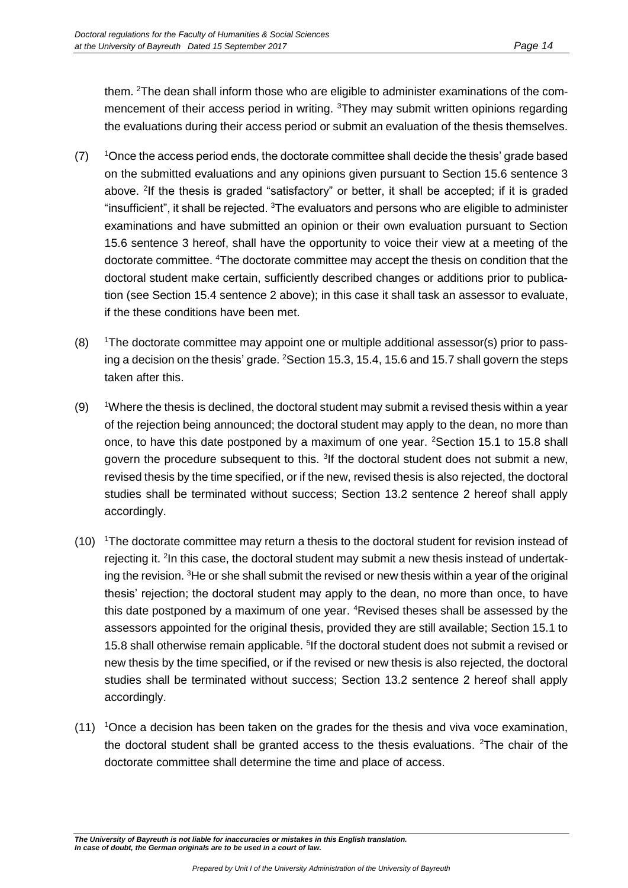them. [2]The dean shall inform those who are eligible to administer examinations of the commencement of their access period in writing. [3]They may submit written opinions regarding the evaluations during their access period or submit an evaluation of the thesis themselves.

(7) [1]Once the access period ends, the doctorate committee shall decide the thesis' grade based on the submitted evaluations and any opinions given pursuant to Section 15.6 sentence 3 above. [2]If the thesis is graded "satisfactory" or better, it shall be accepted; if it is graded "insufficient", it shall be rejected. [3]The evaluators and persons who are eligible to administer examinations and have submitted an opinion or their own evaluation pursuant to Section 15.6 sentence 3 hereof, shall have the opportunity to voice their view at a meeting of the doctorate committee. [4]The doctorate committee may accept the thesis on condition that the doctoral student make certain, sufficiently described changes or additions prior to publication (see Section 15.4 sentence 2 above); in this case it shall task an assessor to evaluate, if the these conditions have been met.

(8) [1]The doctorate committee may appoint one or multiple additional assessor(s) prior to passing a decision on the thesis' grade. [2]Section 15.3, 15.4, 15.6 and 15.7 shall govern the steps taken after this.

(9) [1]Where the thesis is declined, the doctoral student may submit a revised thesis within a year of the rejection being announced; the doctoral student may apply to the dean, no more than once, to have this date postponed by a maximum of one year. [2]Section 15.1 to 15.8 shall govern the procedure subsequent to this. [3]If the doctoral student does not submit a new, revised thesis by the time specified, or if the new, revised thesis is also rejected, the doctoral studies shall be terminated without success; Section 13.2 sentence 2 hereof shall apply accordingly.

(10) [1]The doctorate committee may return a thesis to the doctoral student for revision instead of rejecting it. [2]In this case, the doctoral student may submit a new thesis instead of undertaking the revision. [3]He or she shall submit the revised or new thesis within a year of the original thesis' rejection; the doctoral student may apply to the dean, no more than once, to have this date postponed by a maximum of one year. [4]Revised theses shall be assessed by the assessors appointed for the original thesis, provided they are still available; Section 15.1 to 15.8 shall otherwise remain applicable. [5]If the doctoral student does not submit a revised or new thesis by the time specified, or if the revised or new thesis is also rejected, the doctoral studies shall be terminated without success; Section 13.2 sentence 2 hereof shall apply accordingly.

(11) [1]Once a decision has been taken on the grades for the thesis and viva voce examination, the doctoral student shall be granted access to the thesis evaluations. [2]The chair of the doctorate committee shall determine the time and place of access.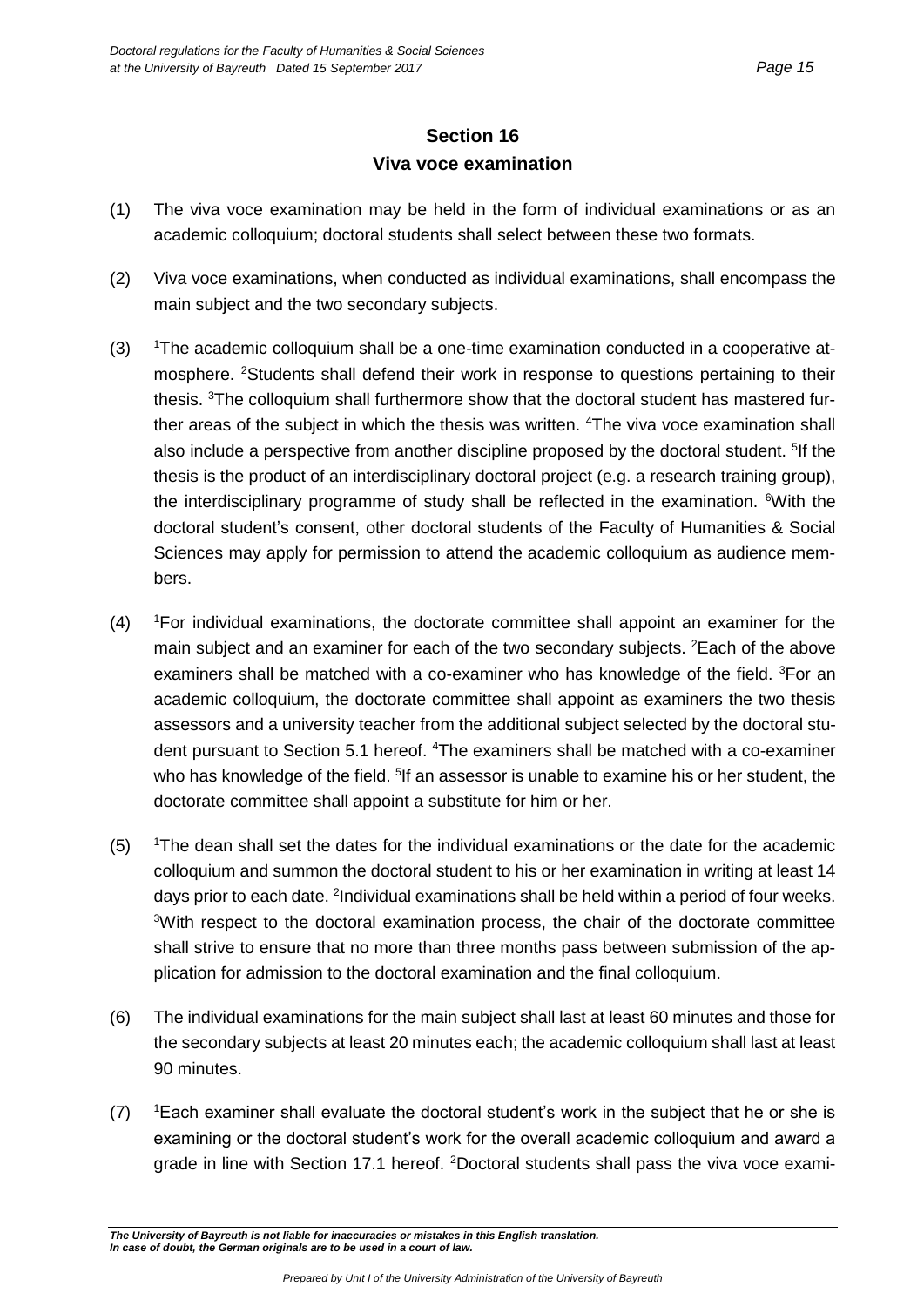## Section 16
## Viva voce examination

(1) The viva voce examination may be held in the form of individual examinations or as an academic colloquium; doctoral students shall select between these two formats.

(2) Viva voce examinations, when conducted as individual examinations, shall encompass the main subject and the two secondary subjects.

(3) [1]The academic colloquium shall be a one-time examination conducted in a cooperative atmosphere. [2]Students shall defend their work in response to questions pertaining to their thesis. [3]The colloquium shall furthermore show that the doctoral student has mastered further areas of the subject in which the thesis was written. [4]The viva voce examination shall also include a perspective from another discipline proposed by the doctoral student. [5]If the thesis is the product of an interdisciplinary doctoral project (e.g. a research training group), the interdisciplinary programme of study shall be reflected in the examination. [6]With the doctoral student's consent, other doctoral students of the Faculty of Humanities & Social Sciences may apply for permission to attend the academic colloquium as audience members.

(4) [1]For individual examinations, the doctorate committee shall appoint an examiner for the main subject and an examiner for each of the two secondary subjects. [2]Each of the above examiners shall be matched with a co-examiner who has knowledge of the field. [3]For an academic colloquium, the doctorate committee shall appoint as examiners the two thesis assessors and a university teacher from the additional subject selected by the doctoral student pursuant to Section 5.1 hereof. [4]The examiners shall be matched with a co-examiner who has knowledge of the field. [5]If an assessor is unable to examine his or her student, the doctorate committee shall appoint a substitute for him or her.

(5) [1]The dean shall set the dates for the individual examinations or the date for the academic colloquium and summon the doctoral student to his or her examination in writing at least 14 days prior to each date. [2]Individual examinations shall be held within a period of four weeks. [3]With respect to the doctoral examination process, the chair of the doctorate committee shall strive to ensure that no more than three months pass between submission of the application for admission to the doctoral examination and the final colloquium.

(6) The individual examinations for the main subject shall last at least 60 minutes and those for the secondary subjects at least 20 minutes each; the academic colloquium shall last at least 90 minutes.

(7) [1]Each examiner shall evaluate the doctoral student's work in the subject that he or she is examining or the doctoral student's work for the overall academic colloquium and award a grade in line with Section 17.1 hereof. [2]Doctoral students shall pass the viva voce exami-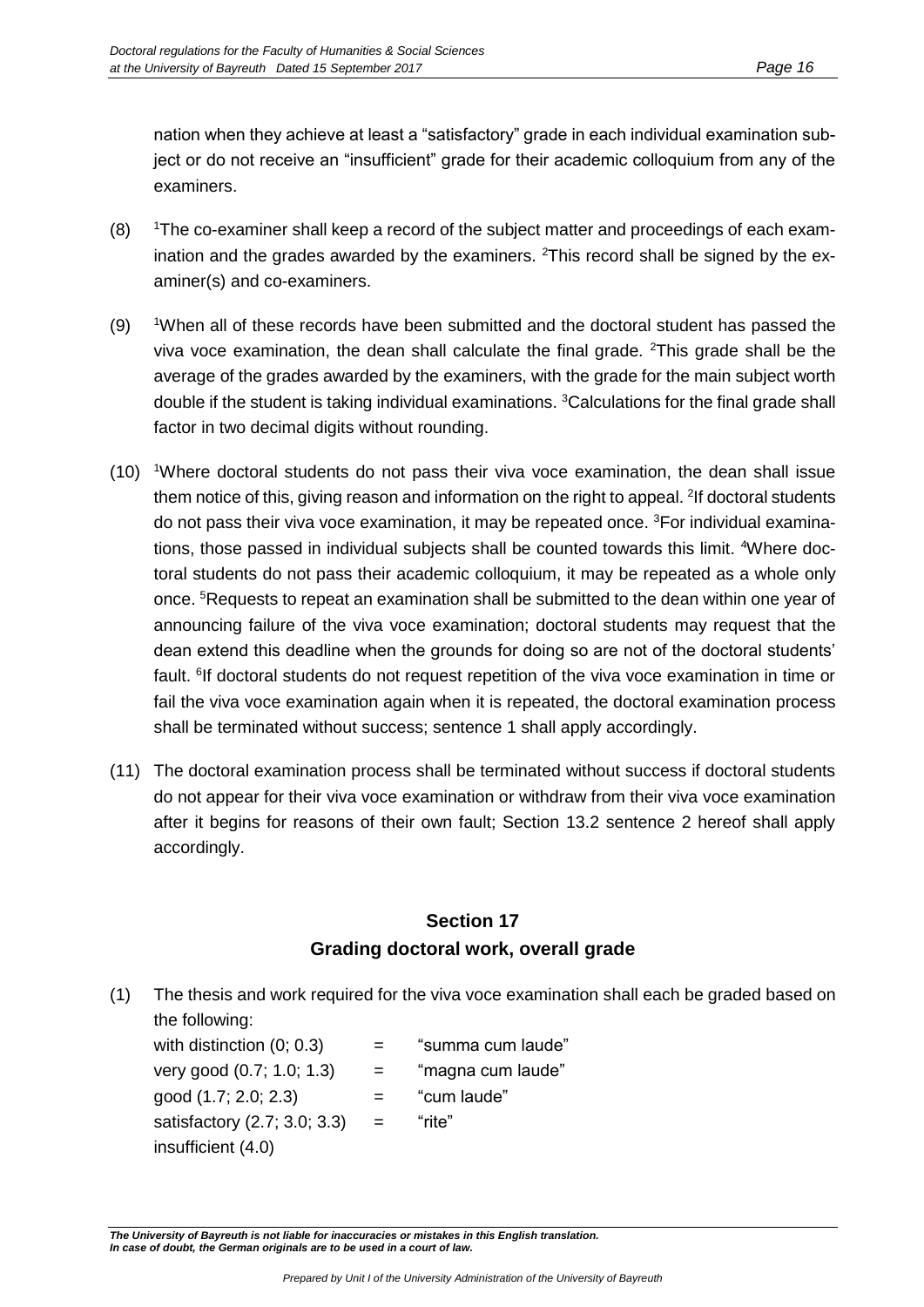nation when they achieve at least a "satisfactory" grade in each individual examination subject or do not receive an "insufficient" grade for their academic colloquium from any of the examiners.

(8) [1]The co-examiner shall keep a record of the subject matter and proceedings of each examination and the grades awarded by the examiners. [2]This record shall be signed by the examiner(s) and co-examiners.

(9) [1]When all of these records have been submitted and the doctoral student has passed the viva voce examination, the dean shall calculate the final grade. [2]This grade shall be the average of the grades awarded by the examiners, with the grade for the main subject worth double if the student is taking individual examinations. [3]Calculations for the final grade shall factor in two decimal digits without rounding.

(10) [1]Where doctoral students do not pass their viva voce examination, the dean shall issue them notice of this, giving reason and information on the right to appeal. [2]If doctoral students do not pass their viva voce examination, it may be repeated once. [3]For individual examinations, those passed in individual subjects shall be counted towards this limit. [4]Where doctoral students do not pass their academic colloquium, it may be repeated as a whole only once. [5]Requests to repeat an examination shall be submitted to the dean within one year of announcing failure of the viva voce examination; doctoral students may request that the dean extend this deadline when the grounds for doing so are not of the doctoral students' fault. [6]If doctoral students do not request repetition of the viva voce examination in time or fail the viva voce examination again when it is repeated, the doctoral examination process shall be terminated without success; sentence 1 shall apply accordingly.

(11) The doctoral examination process shall be terminated without success if doctoral students do not appear for their viva voce examination or withdraw from their viva voce examination after it begins for reasons of their own fault; Section 13.2 sentence 2 hereof shall apply accordingly.

## Section 17
## Grading doctoral work, overall grade

(1) The thesis and work required for the viva voce examination shall each be graded based on the following:

| | | |
|---|---|---|
| with distinction (0; 0.3) | = | "summa cum laude" |
| very good (0.7; 1.0; 1.3) | = | "magna cum laude" |
| good (1.7; 2.0; 2.3) | = | "cum laude" |
| satisfactory (2.7; 3.0; 3.3) | = | "rite" |
| insufficient (4.0) | | |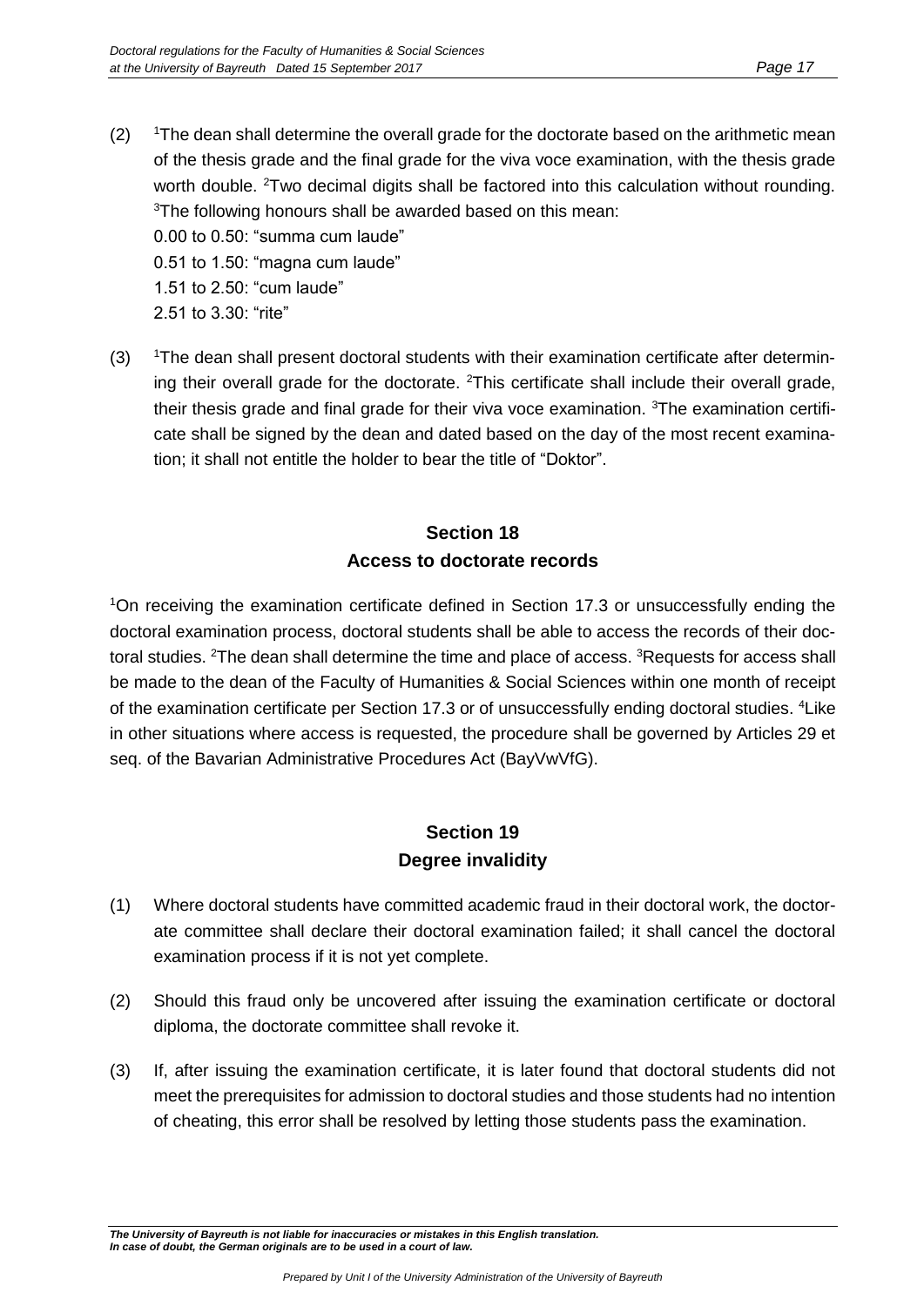(2) [1]The dean shall determine the overall grade for the doctorate based on the arithmetic mean of the thesis grade and the final grade for the viva voce examination, with the thesis grade worth double. [2]Two decimal digits shall be factored into this calculation without rounding. [3]The following honours shall be awarded based on this mean:
0.00 to 0.50: "summa cum laude"
0.51 to 1.50: "magna cum laude"
1.51 to 2.50: "cum laude"
2.51 to 3.30: "rite"

(3) [1]The dean shall present doctoral students with their examination certificate after determining their overall grade for the doctorate. [2]This certificate shall include their overall grade, their thesis grade and final grade for their viva voce examination. [3]The examination certificate shall be signed by the dean and dated based on the day of the most recent examination; it shall not entitle the holder to bear the title of "Doktor".

## Section 18
## Access to doctorate records

[1]On receiving the examination certificate defined in Section 17.3 or unsuccessfully ending the doctoral examination process, doctoral students shall be able to access the records of their doctoral studies. [2]The dean shall determine the time and place of access. [3]Requests for access shall be made to the dean of the Faculty of Humanities & Social Sciences within one month of receipt of the examination certificate per Section 17.3 or of unsuccessfully ending doctoral studies. [4]Like in other situations where access is requested, the procedure shall be governed by Articles 29 et seq. of the Bavarian Administrative Procedures Act (BayVwVfG).

## Section 19
## Degree invalidity

(1) Where doctoral students have committed academic fraud in their doctoral work, the doctorate committee shall declare their doctoral examination failed; it shall cancel the doctoral examination process if it is not yet complete.

(2) Should this fraud only be uncovered after issuing the examination certificate or doctoral diploma, the doctorate committee shall revoke it.

(3) If, after issuing the examination certificate, it is later found that doctoral students did not meet the prerequisites for admission to doctoral studies and those students had no intention of cheating, this error shall be resolved by letting those students pass the examination.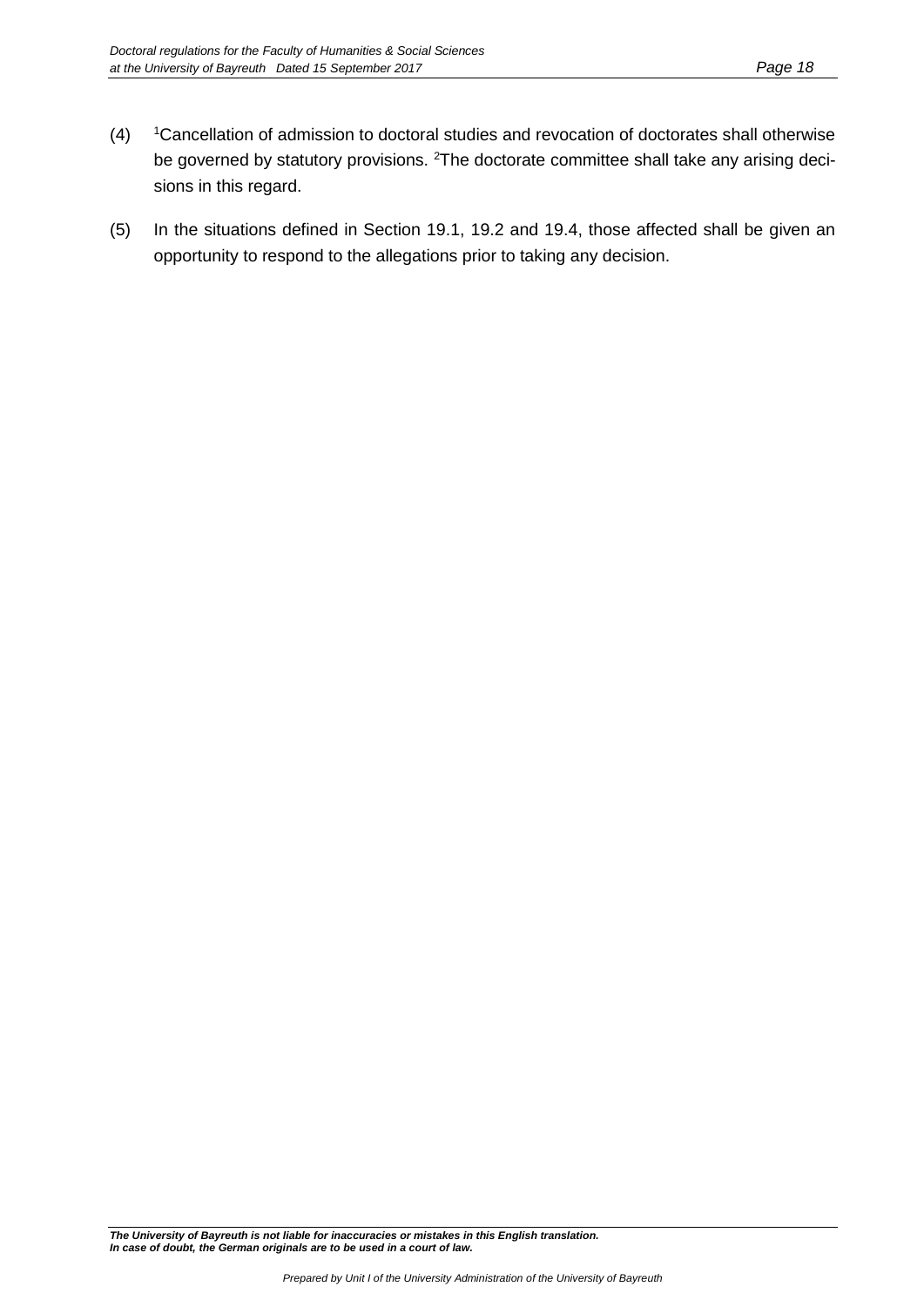(4) [1]Cancellation of admission to doctoral studies and revocation of doctorates shall otherwise be governed by statutory provisions. [2]The doctorate committee shall take any arising decisions in this regard.

(5) In the situations defined in Section 19.1, 19.2 and 19.4, those affected shall be given an opportunity to respond to the allegations prior to taking any decision.

***The University of Bayreuth is not liable for inaccuracies or mistakes in this English translation. In case of doubt, the German originals are to be used in a court of law.***

*Prepared by Unit I of the University Administration of the University of Bayreuth*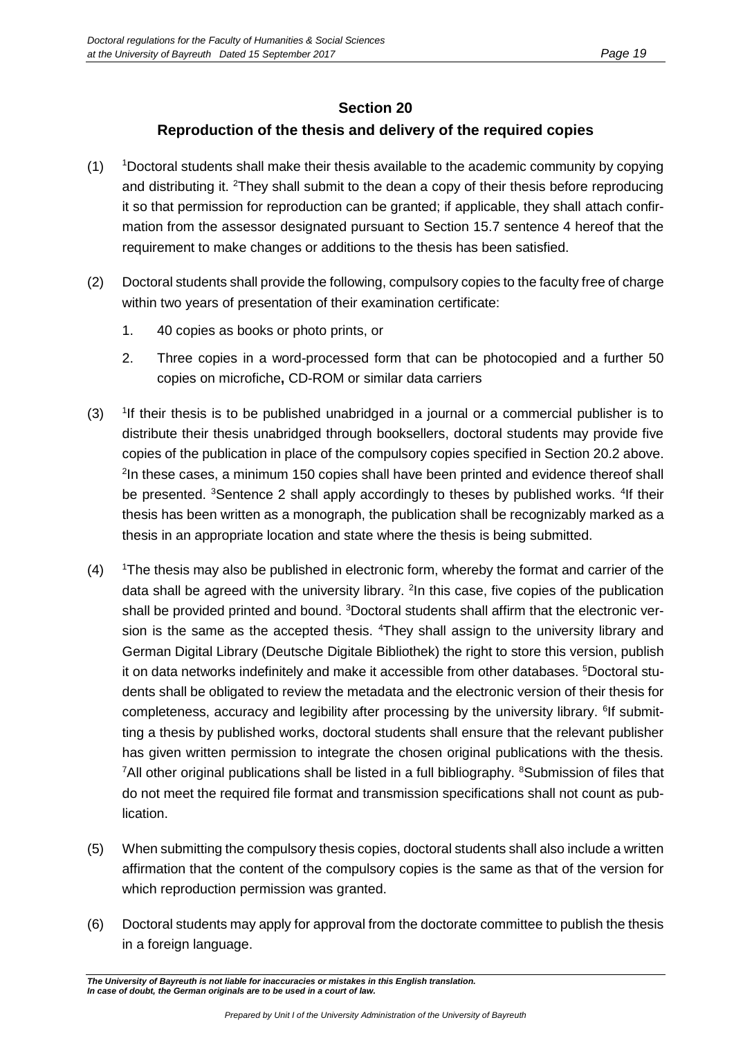## Section 20

## Reproduction of the thesis and delivery of the required copies

(1) [1]Doctoral students shall make their thesis available to the academic community by copying and distributing it. [2]They shall submit to the dean a copy of their thesis before reproducing it so that permission for reproduction can be granted; if applicable, they shall attach confirmation from the assessor designated pursuant to Section 15.7 sentence 4 hereof that the requirement to make changes or additions to the thesis has been satisfied.

(2) Doctoral students shall provide the following, compulsory copies to the faculty free of charge within two years of presentation of their examination certificate:

1. 40 copies as books or photo prints, or
2. Three copies in a word-processed form that can be photocopied and a further 50 copies on microfiche**,** CD-ROM or similar data carriers

(3) [1]If their thesis is to be published unabridged in a journal or a commercial publisher is to distribute their thesis unabridged through booksellers, doctoral students may provide five copies of the publication in place of the compulsory copies specified in Section 20.2 above. [2]In these cases, a minimum 150 copies shall have been printed and evidence thereof shall be presented. [3]Sentence 2 shall apply accordingly to theses by published works. [4]If their thesis has been written as a monograph, the publication shall be recognizably marked as a thesis in an appropriate location and state where the thesis is being submitted.

(4) [1]The thesis may also be published in electronic form, whereby the format and carrier of the data shall be agreed with the university library. [2]In this case, five copies of the publication shall be provided printed and bound. [3]Doctoral students shall affirm that the electronic version is the same as the accepted thesis. [4]They shall assign to the university library and German Digital Library (Deutsche Digitale Bibliothek) the right to store this version, publish it on data networks indefinitely and make it accessible from other databases. [5]Doctoral students shall be obligated to review the metadata and the electronic version of their thesis for completeness, accuracy and legibility after processing by the university library. [6]If submitting a thesis by published works, doctoral students shall ensure that the relevant publisher has given written permission to integrate the chosen original publications with the thesis. [7]All other original publications shall be listed in a full bibliography. [8]Submission of files that do not meet the required file format and transmission specifications shall not count as publication.

(5) When submitting the compulsory thesis copies, doctoral students shall also include a written affirmation that the content of the compulsory copies is the same as that of the version for which reproduction permission was granted.

(6) Doctoral students may apply for approval from the doctorate committee to publish the thesis in a foreign language.

***The University of Bayreuth is not liable for inaccuracies or mistakes in this English translation. In case of doubt, the German originals are to be used in a court of law.***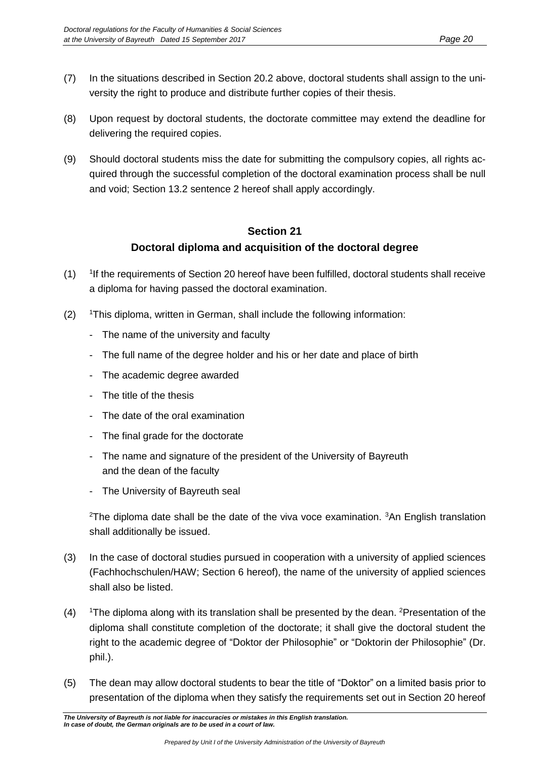(7) In the situations described in Section 20.2 above, doctoral students shall assign to the university the right to produce and distribute further copies of their thesis.

(8) Upon request by doctoral students, the doctorate committee may extend the deadline for delivering the required copies.

(9) Should doctoral students miss the date for submitting the compulsory copies, all rights acquired through the successful completion of the doctoral examination process shall be null and void; Section 13.2 sentence 2 hereof shall apply accordingly.

## Section 21
## Doctoral diploma and acquisition of the doctoral degree

(1) [1]If the requirements of Section 20 hereof have been fulfilled, doctoral students shall receive a diploma for having passed the doctoral examination.

(2) [1]This diploma, written in German, shall include the following information:

- The name of the university and faculty
- The full name of the degree holder and his or her date and place of birth
- The academic degree awarded
- The title of the thesis
- The date of the oral examination
- The final grade for the doctorate
- The name and signature of the president of the University of Bayreuth and the dean of the faculty
- The University of Bayreuth seal

[2]The diploma date shall be the date of the viva voce examination. [3]An English translation shall additionally be issued.

(3) In the case of doctoral studies pursued in cooperation with a university of applied sciences (Fachhochschulen/HAW; Section 6 hereof), the name of the university of applied sciences shall also be listed.

(4) [1]The diploma along with its translation shall be presented by the dean. [2]Presentation of the diploma shall constitute completion of the doctorate; it shall give the doctoral student the right to the academic degree of "Doktor der Philosophie" or "Doktorin der Philosophie" (Dr. phil.).

(5) The dean may allow doctoral students to bear the title of "Doktor" on a limited basis prior to presentation of the diploma when they satisfy the requirements set out in Section 20 hereof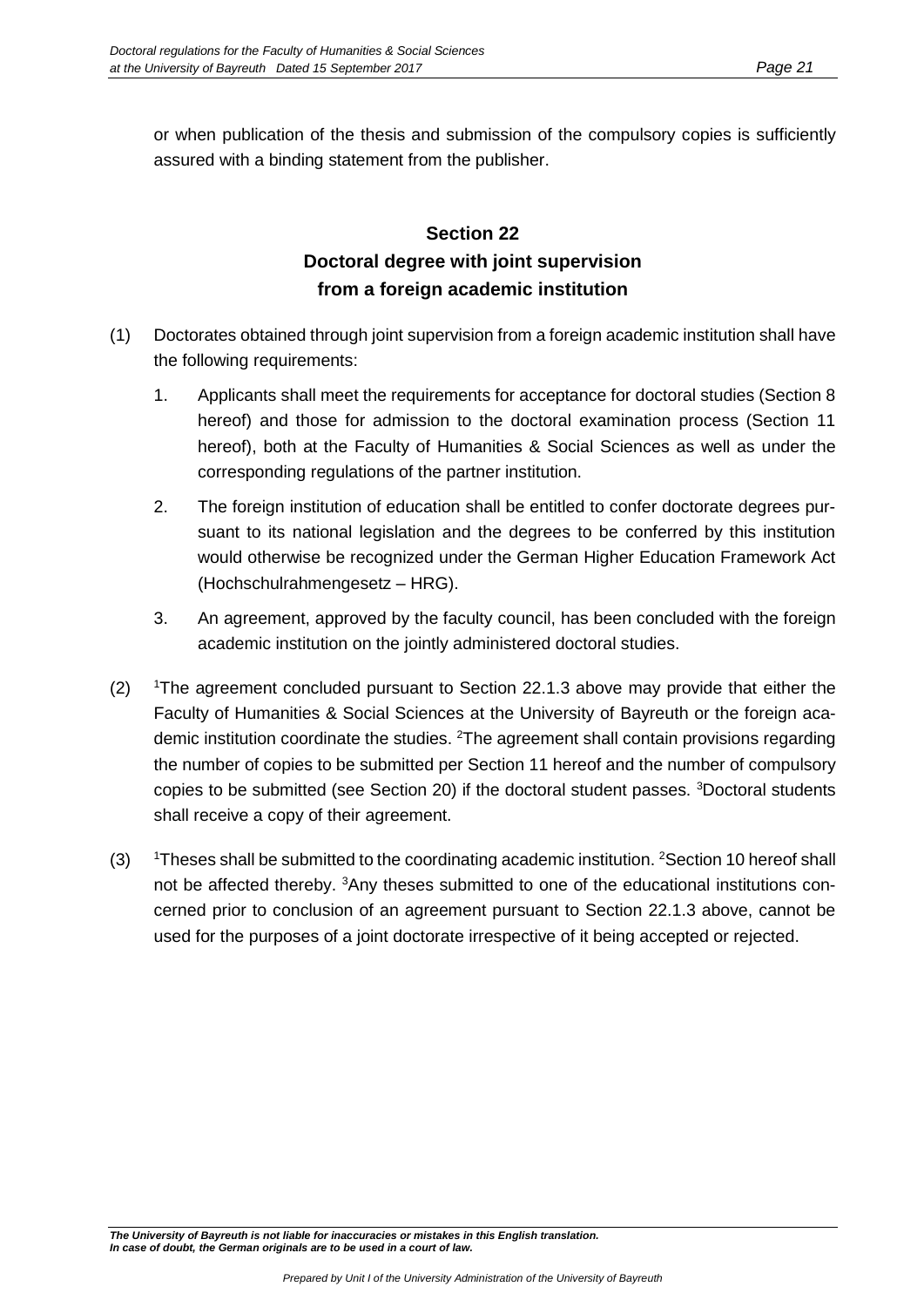or when publication of the thesis and submission of the compulsory copies is sufficiently assured with a binding statement from the publisher.

## Section 22
## Doctoral degree with joint supervision from a foreign academic institution

(1) Doctorates obtained through joint supervision from a foreign academic institution shall have the following requirements:

1. Applicants shall meet the requirements for acceptance for doctoral studies (Section 8 hereof) and those for admission to the doctoral examination process (Section 11 hereof), both at the Faculty of Humanities & Social Sciences as well as under the corresponding regulations of the partner institution.

2. The foreign institution of education shall be entitled to confer doctorate degrees pursuant to its national legislation and the degrees to be conferred by this institution would otherwise be recognized under the German Higher Education Framework Act (Hochschulrahmengesetz – HRG).

3. An agreement, approved by the faculty council, has been concluded with the foreign academic institution on the jointly administered doctoral studies.

(2) [1]The agreement concluded pursuant to Section 22.1.3 above may provide that either the Faculty of Humanities & Social Sciences at the University of Bayreuth or the foreign academic institution coordinate the studies. [2]The agreement shall contain provisions regarding the number of copies to be submitted per Section 11 hereof and the number of compulsory copies to be submitted (see Section 20) if the doctoral student passes. [3]Doctoral students shall receive a copy of their agreement.

(3) [1]Theses shall be submitted to the coordinating academic institution. [2]Section 10 hereof shall not be affected thereby. [3]Any theses submitted to one of the educational institutions concerned prior to conclusion of an agreement pursuant to Section 22.1.3 above, cannot be used for the purposes of a joint doctorate irrespective of it being accepted or rejected.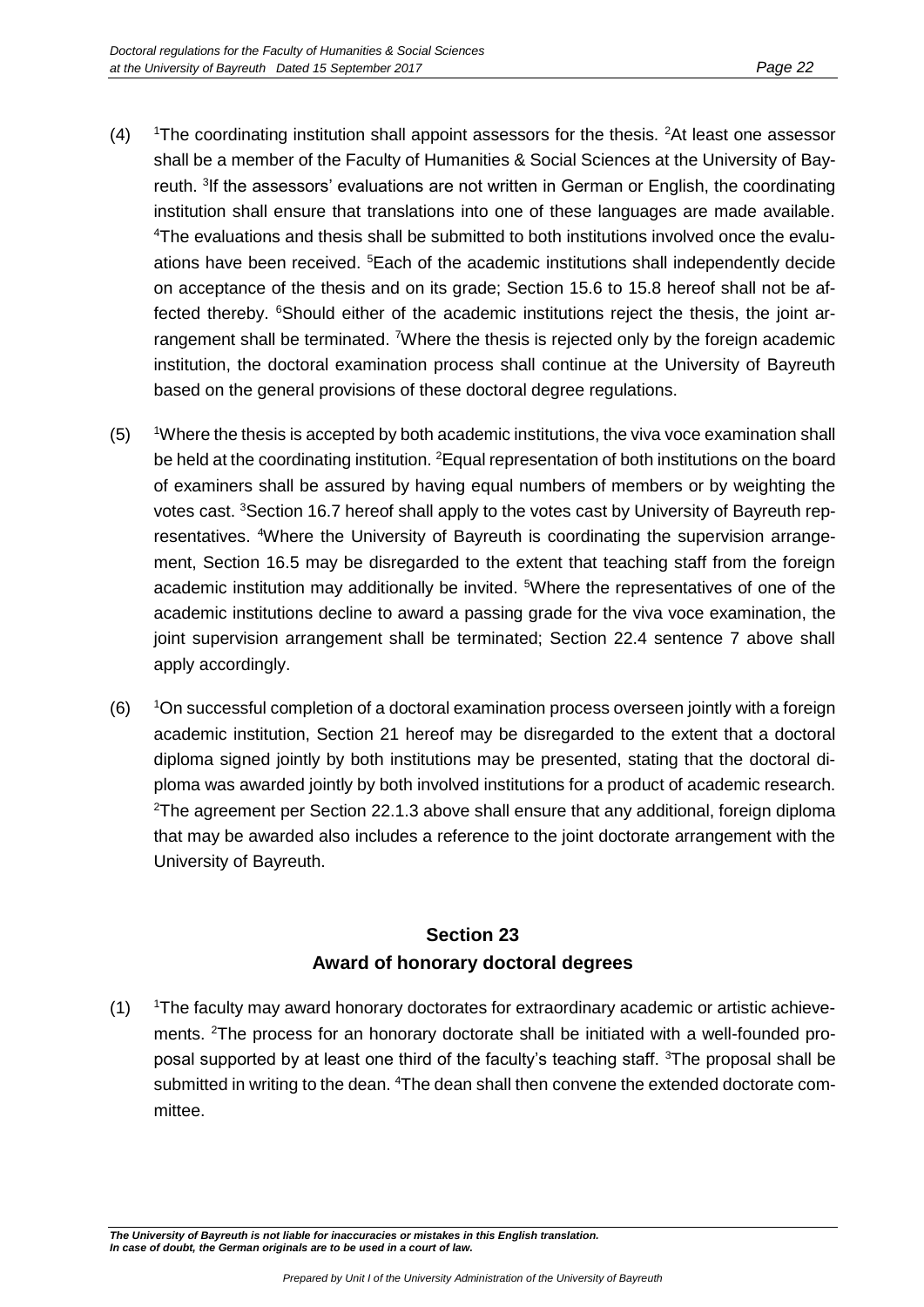(4) [1]The coordinating institution shall appoint assessors for the thesis. [2]At least one assessor shall be a member of the Faculty of Humanities & Social Sciences at the University of Bayreuth. [3]If the assessors' evaluations are not written in German or English, the coordinating institution shall ensure that translations into one of these languages are made available. [4]The evaluations and thesis shall be submitted to both institutions involved once the evaluations have been received. [5]Each of the academic institutions shall independently decide on acceptance of the thesis and on its grade; Section 15.6 to 15.8 hereof shall not be affected thereby. [6]Should either of the academic institutions reject the thesis, the joint arrangement shall be terminated. [7]Where the thesis is rejected only by the foreign academic institution, the doctoral examination process shall continue at the University of Bayreuth based on the general provisions of these doctoral degree regulations.

(5) [1]Where the thesis is accepted by both academic institutions, the viva voce examination shall be held at the coordinating institution. [2]Equal representation of both institutions on the board of examiners shall be assured by having equal numbers of members or by weighting the votes cast. [3]Section 16.7 hereof shall apply to the votes cast by University of Bayreuth representatives. [4]Where the University of Bayreuth is coordinating the supervision arrangement, Section 16.5 may be disregarded to the extent that teaching staff from the foreign academic institution may additionally be invited. [5]Where the representatives of one of the academic institutions decline to award a passing grade for the viva voce examination, the joint supervision arrangement shall be terminated; Section 22.4 sentence 7 above shall apply accordingly.

(6) [1]On successful completion of a doctoral examination process overseen jointly with a foreign academic institution, Section 21 hereof may be disregarded to the extent that a doctoral diploma signed jointly by both institutions may be presented, stating that the doctoral diploma was awarded jointly by both involved institutions for a product of academic research. [2]The agreement per Section 22.1.3 above shall ensure that any additional, foreign diploma that may be awarded also includes a reference to the joint doctorate arrangement with the University of Bayreuth.

## Section 23
## Award of honorary doctoral degrees

(1) [1]The faculty may award honorary doctorates for extraordinary academic or artistic achievements. [2]The process for an honorary doctorate shall be initiated with a well-founded proposal supported by at least one third of the faculty's teaching staff. [3]The proposal shall be submitted in writing to the dean. [4]The dean shall then convene the extended doctorate committee.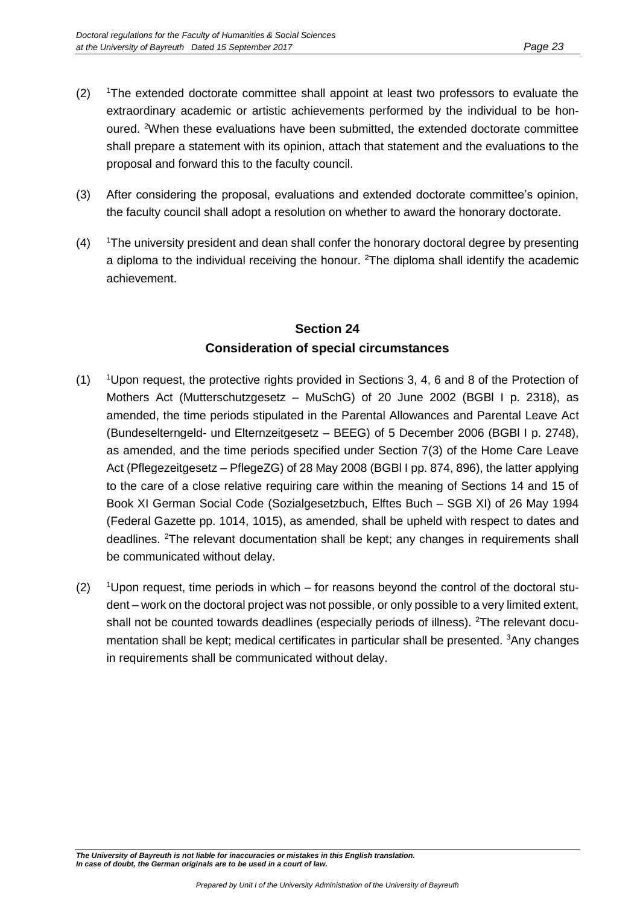(2) [1]The extended doctorate committee shall appoint at least two professors to evaluate the extraordinary academic or artistic achievements performed by the individual to be honoured. [2]When these evaluations have been submitted, the extended doctorate committee shall prepare a statement with its opinion, attach that statement and the evaluations to the proposal and forward this to the faculty council.

(3) After considering the proposal, evaluations and extended doctorate committee's opinion, the faculty council shall adopt a resolution on whether to award the honorary doctorate.

(4) [1]The university president and dean shall confer the honorary doctoral degree by presenting a diploma to the individual receiving the honour. [2]The diploma shall identify the academic achievement.

## Section 24
## Consideration of special circumstances

(1) [1]Upon request, the protective rights provided in Sections 3, 4, 6 and 8 of the Protection of Mothers Act (Mutterschutzgesetz – MuSchG) of 20 June 2002 (BGBl I p. 2318), as amended, the time periods stipulated in the Parental Allowances and Parental Leave Act (Bundeselterngeld- und Elternzeitgesetz – BEEG) of 5 December 2006 (BGBl I p. 2748), as amended, and the time periods specified under Section 7(3) of the Home Care Leave Act (Pflegezeitgesetz – PflegeZG) of 28 May 2008 (BGBl I pp. 874, 896), the latter applying to the care of a close relative requiring care within the meaning of Sections 14 and 15 of Book XI German Social Code (Sozialgesetzbuch, Elftes Buch – SGB XI) of 26 May 1994 (Federal Gazette pp. 1014, 1015), as amended, shall be upheld with respect to dates and deadlines. [2]The relevant documentation shall be kept; any changes in requirements shall be communicated without delay.

(2) [1]Upon request, time periods in which – for reasons beyond the control of the doctoral student – work on the doctoral project was not possible, or only possible to a very limited extent, shall not be counted towards deadlines (especially periods of illness). [2]The relevant documentation shall be kept; medical certificates in particular shall be presented. [3]Any changes in requirements shall be communicated without delay.

***The University of Bayreuth is not liable for inaccuracies or mistakes in this English translation. In case of doubt, the German originals are to be used in a court of law.***

*Prepared by Unit I of the University Administration of the University of Bayreuth*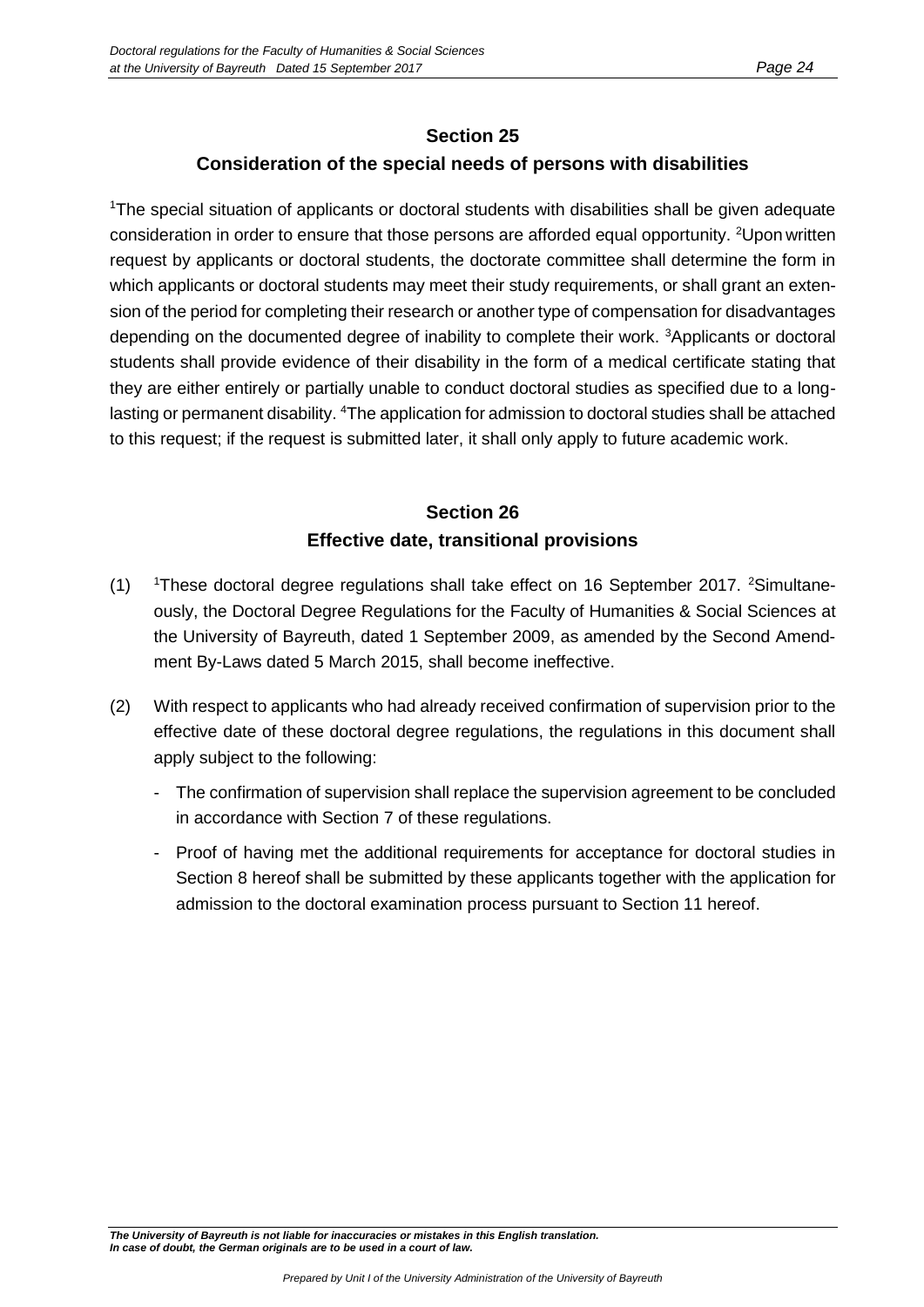## Section 25
## Consideration of the special needs of persons with disabilities

[1]The special situation of applicants or doctoral students with disabilities shall be given adequate consideration in order to ensure that those persons are afforded equal opportunity. [2]Upon written request by applicants or doctoral students, the doctorate committee shall determine the form in which applicants or doctoral students may meet their study requirements, or shall grant an extension of the period for completing their research or another type of compensation for disadvantages depending on the documented degree of inability to complete their work. [3]Applicants or doctoral students shall provide evidence of their disability in the form of a medical certificate stating that they are either entirely or partially unable to conduct doctoral studies as specified due to a long-lasting or permanent disability. [4]The application for admission to doctoral studies shall be attached to this request; if the request is submitted later, it shall only apply to future academic work.

## Section 26
## Effective date, transitional provisions

(1) [1]These doctoral degree regulations shall take effect on 16 September 2017. [2]Simultaneously, the Doctoral Degree Regulations for the Faculty of Humanities & Social Sciences at the University of Bayreuth, dated 1 September 2009, as amended by the Second Amendment By-Laws dated 5 March 2015, shall become ineffective.

(2) With respect to applicants who had already received confirmation of supervision prior to the effective date of these doctoral degree regulations, the regulations in this document shall apply subject to the following:

- The confirmation of supervision shall replace the supervision agreement to be concluded in accordance with Section 7 of these regulations.
- Proof of having met the additional requirements for acceptance for doctoral studies in Section 8 hereof shall be submitted by these applicants together with the application for admission to the doctoral examination process pursuant to Section 11 hereof.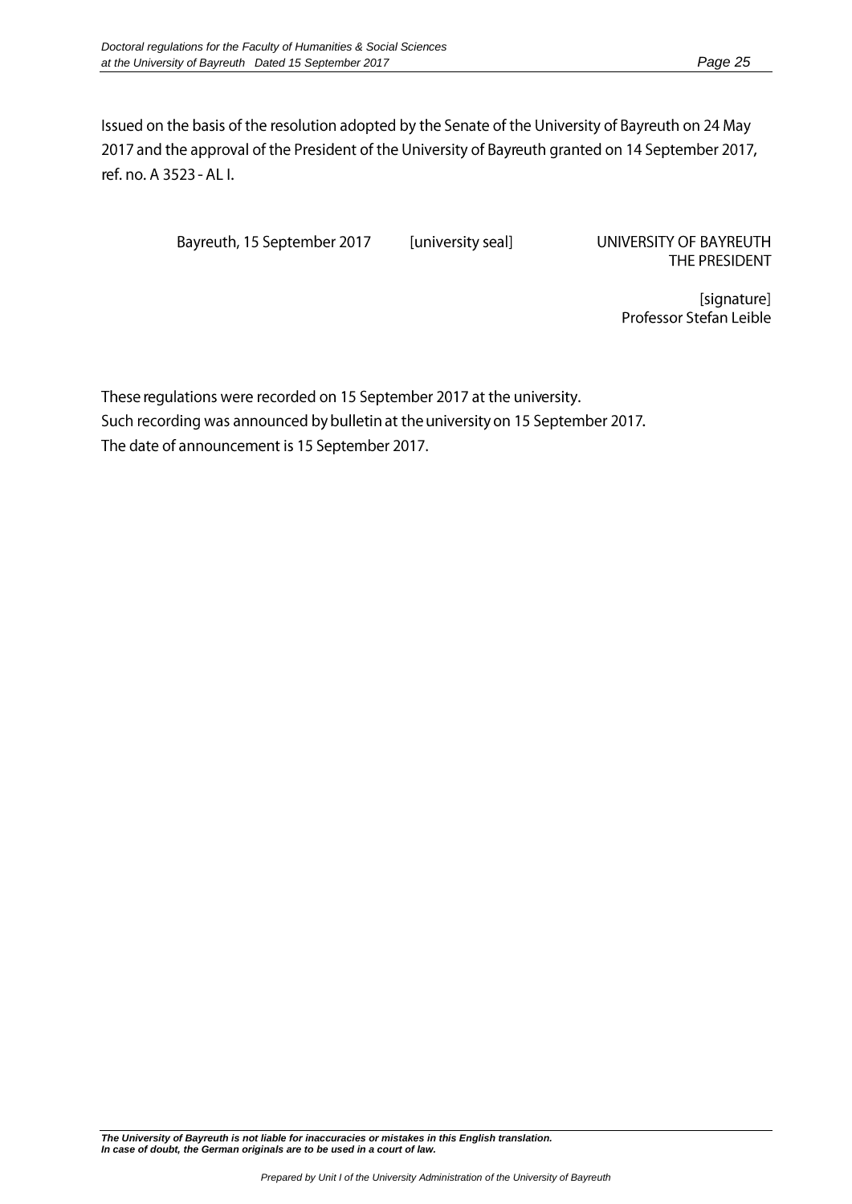Issued on the basis of the resolution adopted by the Senate of the University of Bayreuth on 24 May 2017 and the approval of the President of the University of Bayreuth granted on 14 September 2017, ref. no. A 3523 - AL I.

Bayreuth, 15 September 2017 [university seal] UNIVERSITY OF BAYREUTH THE PRESIDENT

[signature]
Professor Stefan Leible

These regulations were recorded on 15 September 2017 at the university.
Such recording was announced by bulletin at the university on 15 September 2017.
The date of announcement is 15 September 2017.